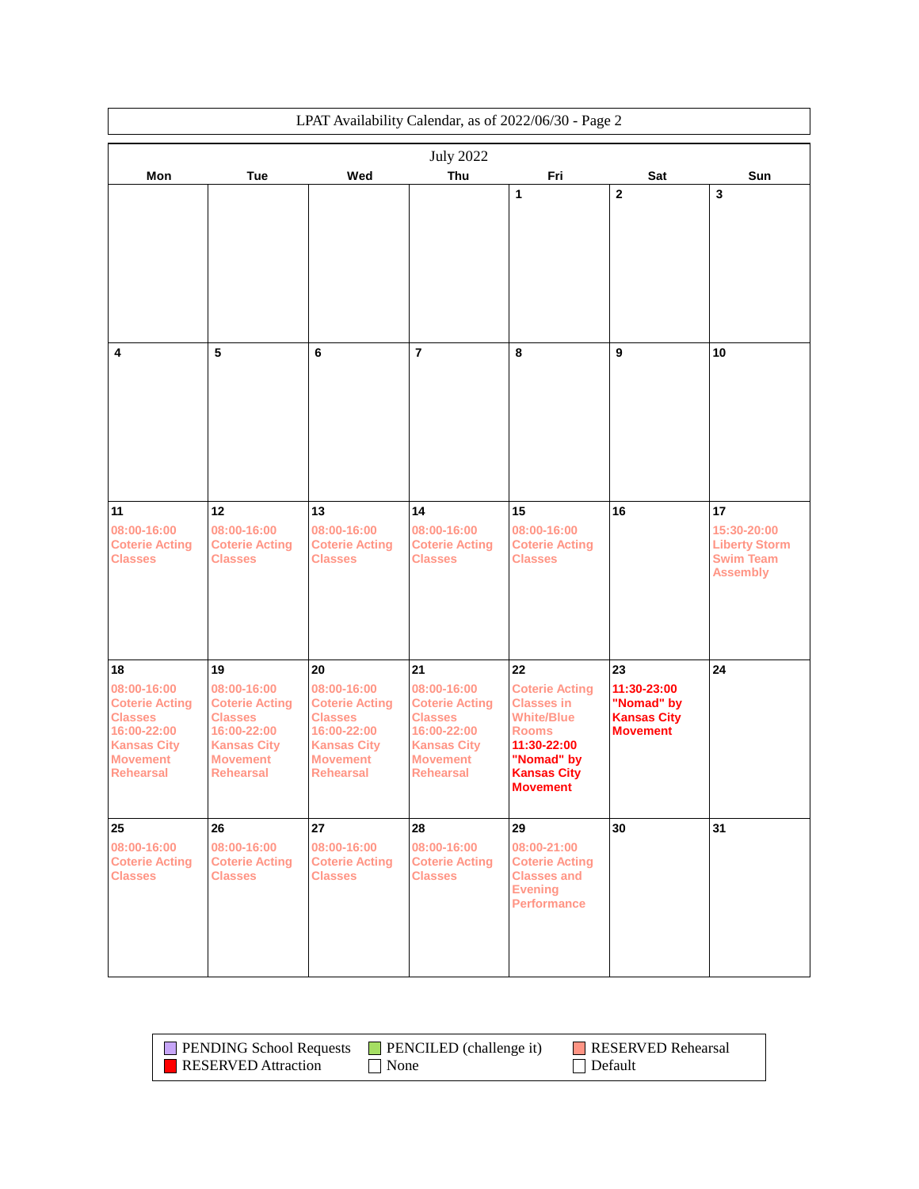LPAT Availability Calendar, as of 2022/06/30 - Page 2

## July 2022

| Mon | Tue | Wed | Thu | Fri | Sat | Sun |
|---|---|---|---|---|---|---|
| | | | | 1 | 2 | 3 |
| 4 | 5 | 6 | 7 | 8 | 9 | 10 |
| 11<br>08:00-16:00 Coterie Acting Classes | 12<br>08:00-16:00 Coterie Acting Classes | 13<br>08:00-16:00 Coterie Acting Classes | 14<br>08:00-16:00 Coterie Acting Classes | 15<br>08:00-16:00 Coterie Acting Classes | 16 | 17<br>15:30-20:00 Liberty Storm Swim Team Assembly |
| 18<br>08:00-16:00 Coterie Acting Classes<br>16:00-22:00 Kansas City Movement Rehearsal | 19<br>08:00-16:00 Coterie Acting Classes<br>16:00-22:00 Kansas City Movement Rehearsal | 20<br>08:00-16:00 Coterie Acting Classes<br>16:00-22:00 Kansas City Movement Rehearsal | 21<br>08:00-16:00 Coterie Acting Classes<br>16:00-22:00 Kansas City Movement Rehearsal | 22<br>Coterie Acting Classes in White/Blue Rooms<br>**11:30-22:00 "Nomad" by Kansas City Movement** | 23<br>**11:30-23:00 "Nomad" by Kansas City Movement** | 24 |
| 25<br>08:00-16:00 Coterie Acting Classes | 26<br>08:00-16:00 Coterie Acting Classes | 27<br>08:00-16:00 Coterie Acting Classes | 28<br>08:00-16:00 Coterie Acting Classes | 29<br>08:00-21:00 Coterie Acting Classes and Evening Performance | 30 | 31 |

| | | |
|---|---|---|
| PENDING School Requests | PENCILED (challenge it) | RESERVED Rehearsal |
| RESERVED Attraction | None | Default |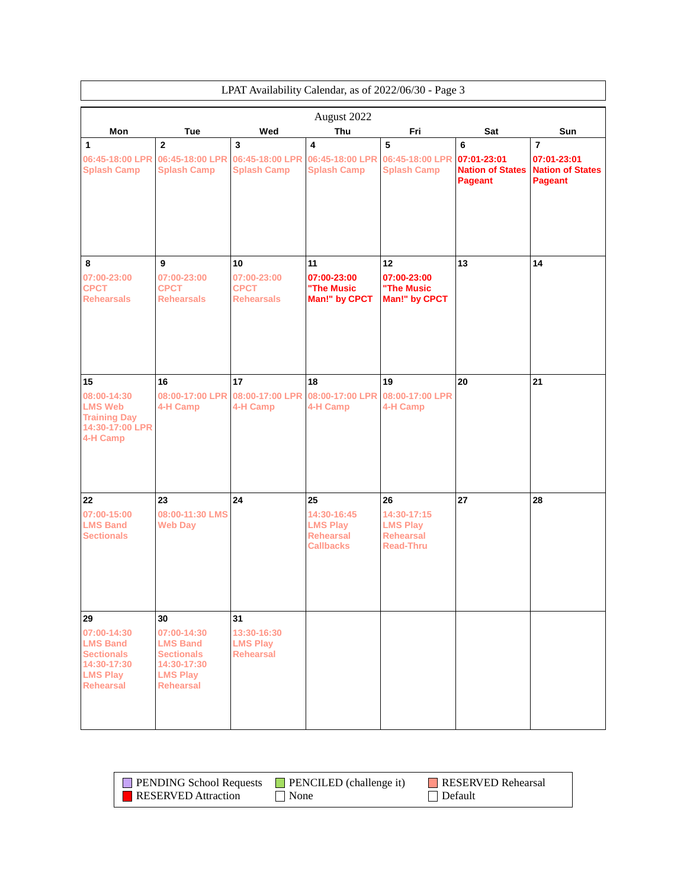LPAT Availability Calendar, as of 2022/06/30 - Page 3

| August 2022 | | | | | | |
|---|---|---|---|---|---|---|
| **Mon** | **Tue** | **Wed** | **Thu** | **Fri** | **Sat** | **Sun** |
| **1** 06:45-18:00 LPR Splash Camp | **2** 06:45-18:00 LPR Splash Camp | **3** 06:45-18:00 LPR Splash Camp | **4** 06:45-18:00 LPR Splash Camp | **5** 06:45-18:00 LPR Splash Camp | **6** 07:01-23:01 Nation of States Pageant | **7** 07:01-23:01 Nation of States Pageant |
| **8** 07:00-23:00 CPCT Rehearsals | **9** 07:00-23:00 CPCT Rehearsals | **10** 07:00-23:00 CPCT Rehearsals | **11** 07:00-23:00 "The Music Man!" by CPCT | **12** 07:00-23:00 "The Music Man!" by CPCT | **13** | **14** |
| **15** 08:00-14:30 LMS Web Training Day 14:30-17:00 LPR 4-H Camp | **16** 08:00-17:00 LPR 4-H Camp | **17** 08:00-17:00 LPR 4-H Camp | **18** 08:00-17:00 LPR 4-H Camp | **19** 08:00-17:00 LPR 4-H Camp | **20** | **21** |
| **22** 07:00-15:00 LMS Band Sectionals | **23** 08:00-11:30 LMS Web Day | **24** | **25** 14:30-16:45 LMS Play Rehearsal Callbacks | **26** 14:30-17:15 LMS Play Rehearsal Read-Thru | **27** | **28** |
| **29** 07:00-14:30 LMS Band Sectionals 14:30-17:30 LMS Play Rehearsal | **30** 07:00-14:30 LMS Band Sectionals 14:30-17:30 LMS Play Rehearsal | **31** 13:30-16:30 LMS Play Rehearsal | | | | |

| | | |
|---|---|---|
| PENDING School Requests | PENCILED (challenge it) | RESERVED Rehearsal |
| RESERVED Attraction | None | Default |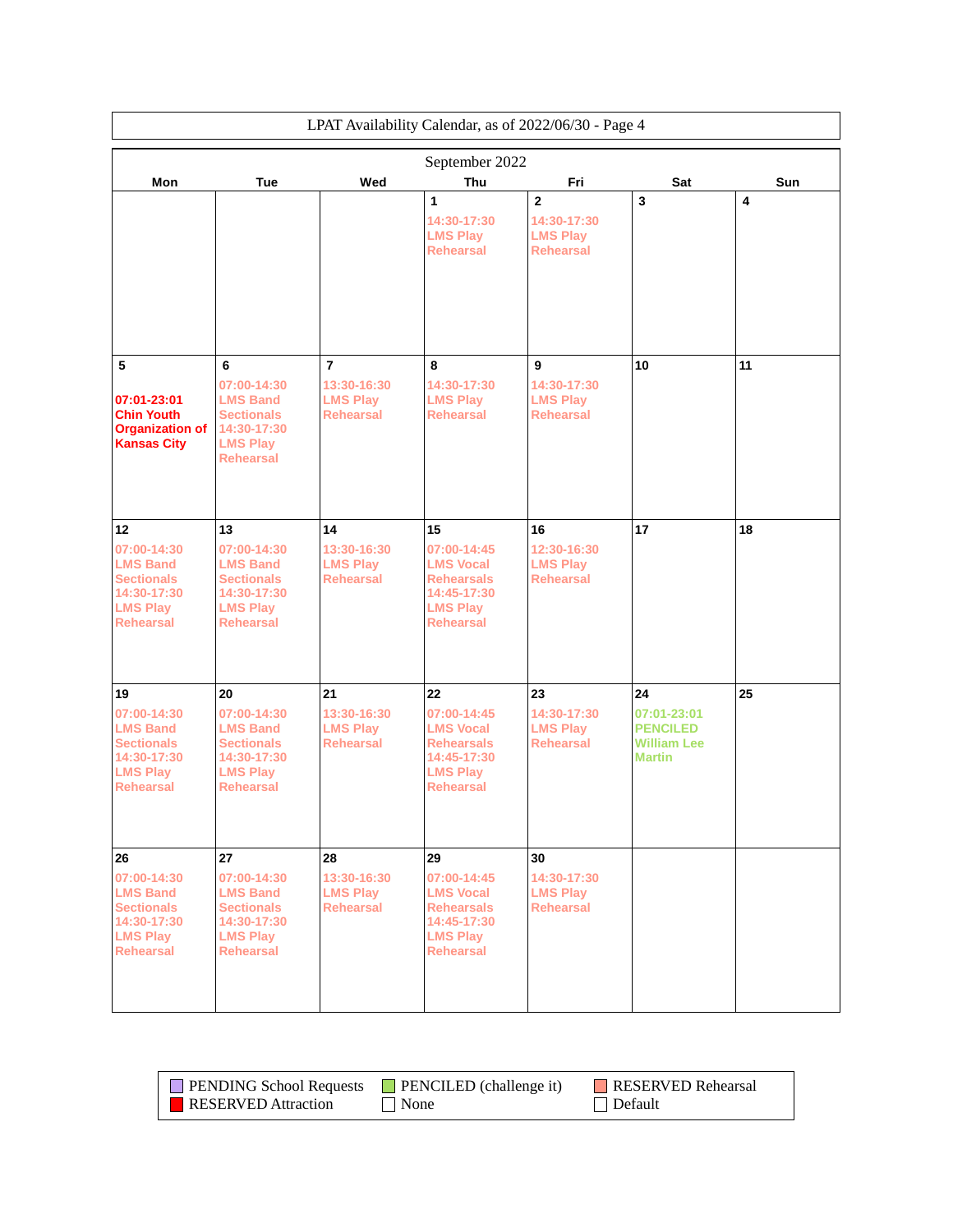LPAT Availability Calendar, as of 2022/06/30 - Page 4

## September 2022

| Mon | Tue | Wed | Thu | Fri | Sat | Sun |
|---|---|---|---|---|---|---|
| | | | **1**<br>14:30-17:30 LMS Play Rehearsal | **2**<br>14:30-17:30 LMS Play Rehearsal | **3** | **4** |
| **5**<br>07:01-23:01 Chin Youth Organization of Kansas City | **6**<br>07:00-14:30 LMS Band Sectionals<br>14:30-17:30 LMS Play Rehearsal | **7**<br>13:30-16:30 LMS Play Rehearsal | **8**<br>14:30-17:30 LMS Play Rehearsal | **9**<br>14:30-17:30 LMS Play Rehearsal | **10** | **11** |
| **12**<br>07:00-14:30 LMS Band Sectionals<br>14:30-17:30 LMS Play Rehearsal | **13**<br>07:00-14:30 LMS Band Sectionals<br>14:30-17:30 LMS Play Rehearsal | **14**<br>13:30-16:30 LMS Play Rehearsal | **15**<br>07:00-14:45 LMS Vocal Rehearsals<br>14:45-17:30 LMS Play Rehearsal | **16**<br>12:30-16:30 LMS Play Rehearsal | **17** | **18** |
| **19**<br>07:00-14:30 LMS Band Sectionals<br>14:30-17:30 LMS Play Rehearsal | **20**<br>07:00-14:30 LMS Band Sectionals<br>14:30-17:30 LMS Play Rehearsal | **21**<br>13:30-16:30 LMS Play Rehearsal | **22**<br>07:00-14:45 LMS Vocal Rehearsals<br>14:45-17:30 LMS Play Rehearsal | **23**<br>14:30-17:30 LMS Play Rehearsal | **24**<br>07:01-23:01 PENCILED William Lee Martin | **25** |
| **26**<br>07:00-14:30 LMS Band Sectionals<br>14:30-17:30 LMS Play Rehearsal | **27**<br>07:00-14:30 LMS Band Sectionals<br>14:30-17:30 LMS Play Rehearsal | **28**<br>13:30-16:30 LMS Play Rehearsal | **29**<br>07:00-14:45 LMS Vocal Rehearsals<br>14:45-17:30 LMS Play Rehearsal | **30**<br>14:30-17:30 LMS Play Rehearsal | | |

Legend:

- PENDING School Requests
- PENCILED (challenge it)
- RESERVED Rehearsal
- RESERVED Attraction
- None
- Default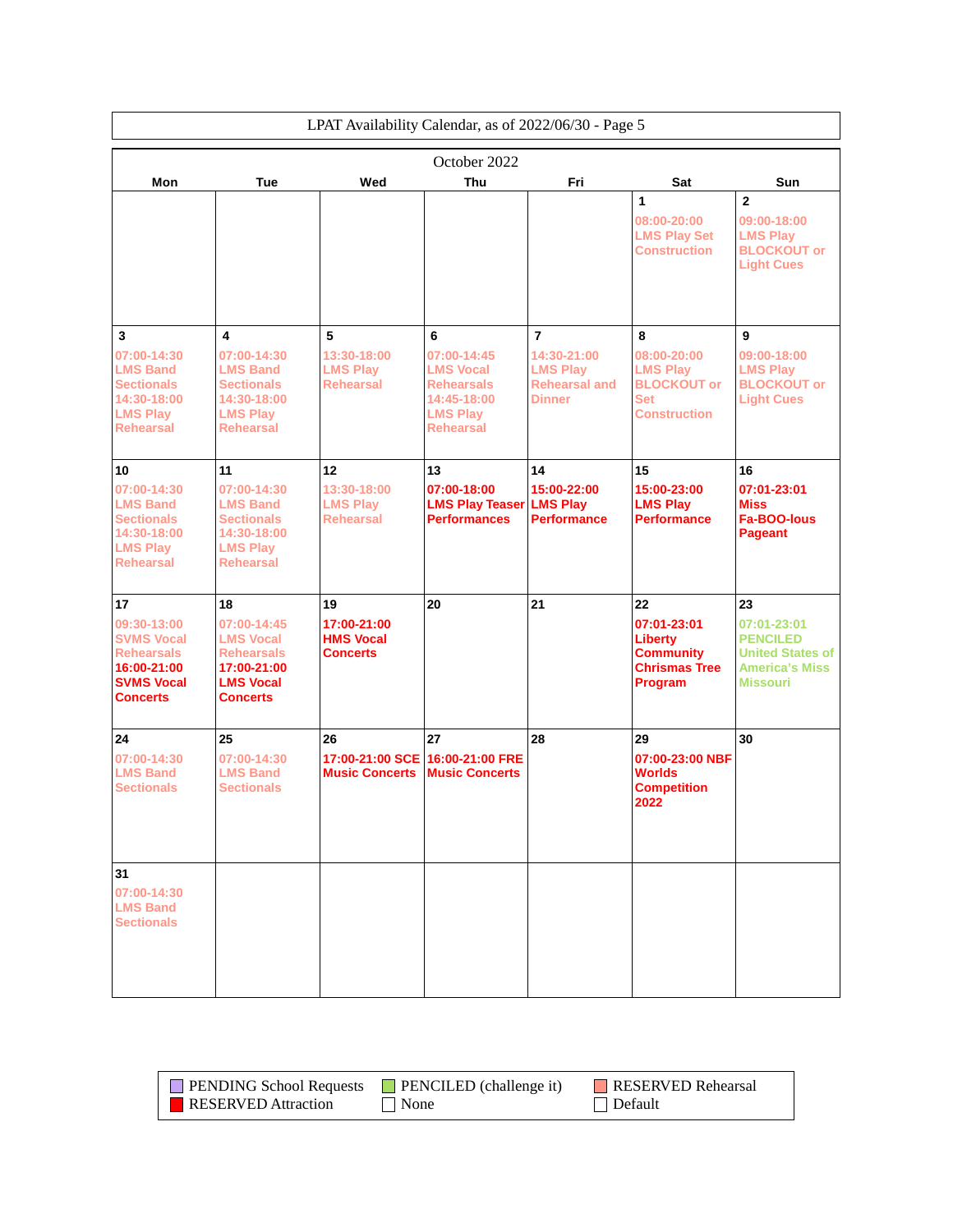LPAT Availability Calendar, as of 2022/06/30 - Page 5

## October 2022

| Mon | Tue | Wed | Thu | Fri | Sat | Sun |
|---|---|---|---|---|---|---|
| | | | | | 1<br>08:00-20:00 LMS Play Set Construction | 2<br>09:00-18:00 LMS Play BLOCKOUT or Light Cues |
| 3<br>07:00-14:30 LMS Band Sectionals<br>14:30-18:00 LMS Play Rehearsal | 4<br>07:00-14:30 LMS Band Sectionals<br>14:30-18:00 LMS Play Rehearsal | 5<br>13:30-18:00 LMS Play Rehearsal | 6<br>07:00-14:45 LMS Vocal Rehearsals<br>14:45-18:00 LMS Play Rehearsal | 7<br>14:30-21:00 LMS Play Rehearsal and Dinner | 8<br>08:00-20:00 LMS Play BLOCKOUT or Set Construction | 9<br>09:00-18:00 LMS Play BLOCKOUT or Light Cues |
| 10<br>07:00-14:30 LMS Band Sectionals<br>14:30-18:00 LMS Play Rehearsal | 11<br>07:00-14:30 LMS Band Sectionals<br>14:30-18:00 LMS Play Rehearsal | 12<br>13:30-18:00 LMS Play Rehearsal | 13<br>07:00-18:00 LMS Play Teaser Performances | 14<br>15:00-22:00 LMS Play Performance | 15<br>15:00-23:00 LMS Play Performance | 16<br>07:01-23:01 Miss Fa-BOO-lous Pageant |
| 17<br>09:30-13:00 SVMS Vocal Rehearsals<br>16:00-21:00 SVMS Vocal Concerts | 18<br>07:00-14:45 LMS Vocal Rehearsals<br>17:00-21:00 LMS Vocal Concerts | 19<br>17:00-21:00 HMS Vocal Concerts | 20 | 21 | 22<br>07:01-23:01 Liberty Community Chrismas Tree Program | 23<br>07:01-23:01 PENCILED United States of America's Miss Missouri |
| 24<br>07:00-14:30 LMS Band Sectionals | 25<br>07:00-14:30 LMS Band Sectionals | 26<br>17:00-21:00 SCE Music Concerts | 27<br>16:00-21:00 FRE Music Concerts | 28 | 29<br>07:00-23:00 NBF Worlds Competition 2022 | 30 |
| 31<br>07:00-14:30 LMS Band Sectionals | | | | | | |

| | | |
|---|---|---|
| PENDING School Requests | PENCILED (challenge it) | RESERVED Rehearsal |
| RESERVED Attraction | None | Default |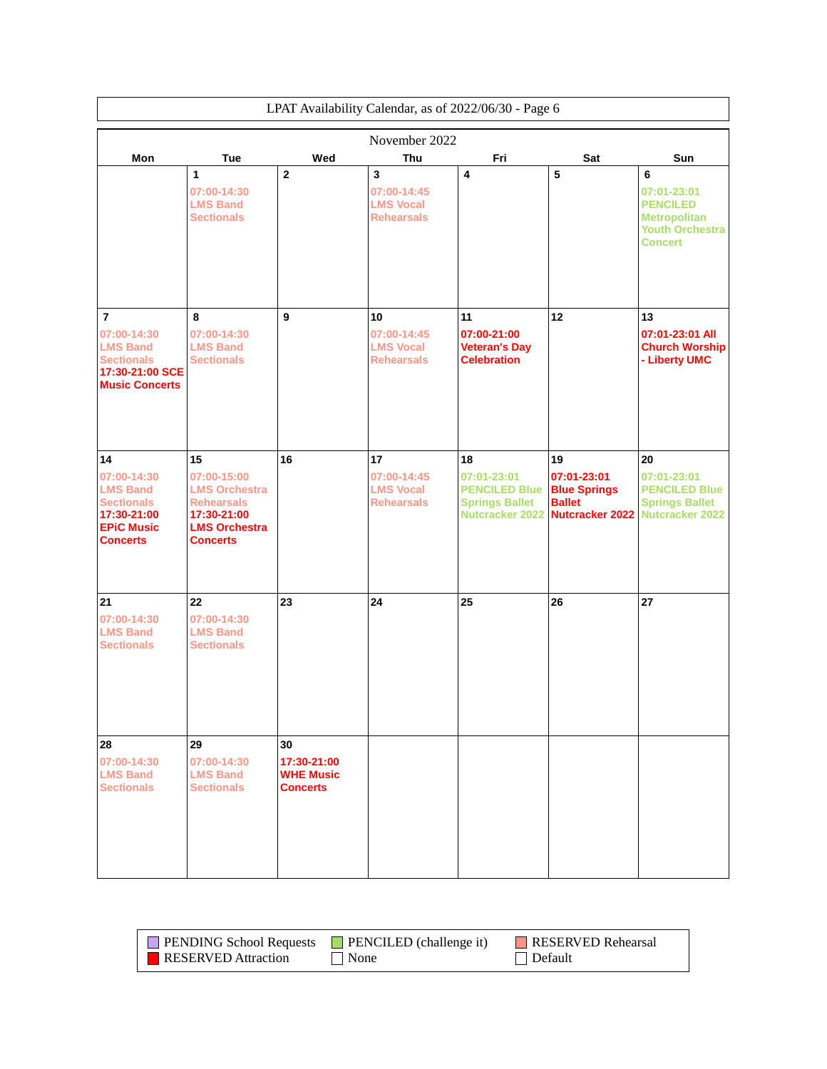LPAT Availability Calendar, as of 2022/06/30 - Page 6

| November 2022 | | | | | | |
|---|---|---|---|---|---|---|
| **Mon** | **Tue** | **Wed** | **Thu** | **Fri** | **Sat** | **Sun** |
| | **1** 07:00-14:30 LMS Band Sectionals | **2** | **3** 07:00-14:45 LMS Vocal Rehearsals | **4** | **5** | **6** 07:01-23:01 PENCILED Metropolitan Youth Orchestra Concert |
| **7** 07:00-14:30 LMS Band Sectionals **17:30-21:00 SCE Music Concerts** | **8** 07:00-14:30 LMS Band Sectionals | **9** | **10** 07:00-14:45 LMS Vocal Rehearsals | **11** **07:00-21:00 Veteran's Day Celebration** | **12** | **13** **07:01-23:01 All Church Worship - Liberty UMC** |
| **14** 07:00-14:30 LMS Band Sectionals **17:30-21:00 EPiC Music Concerts** | **15** 07:00-15:00 LMS Orchestra Rehearsals **17:30-21:00 LMS Orchestra Concerts** | **16** | **17** 07:00-14:45 LMS Vocal Rehearsals | **18** 07:01-23:01 PENCILED Blue Springs Ballet Nutcracker 2022 | **19** **07:01-23:01 Blue Springs Ballet Nutcracker 2022** | **20** 07:01-23:01 PENCILED Blue Springs Ballet Nutcracker 2022 |
| **21** 07:00-14:30 LMS Band Sectionals | **22** 07:00-14:30 LMS Band Sectionals | **23** | **24** | **25** | **26** | **27** |
| **28** 07:00-14:30 LMS Band Sectionals | **29** 07:00-14:30 LMS Band Sectionals | **30** **17:30-21:00 WHE Music Concerts** | | | | |

| | | |
|---|---|---|
| PENDING School Requests | PENCILED (challenge it) | RESERVED Rehearsal |
| RESERVED Attraction | None | Default |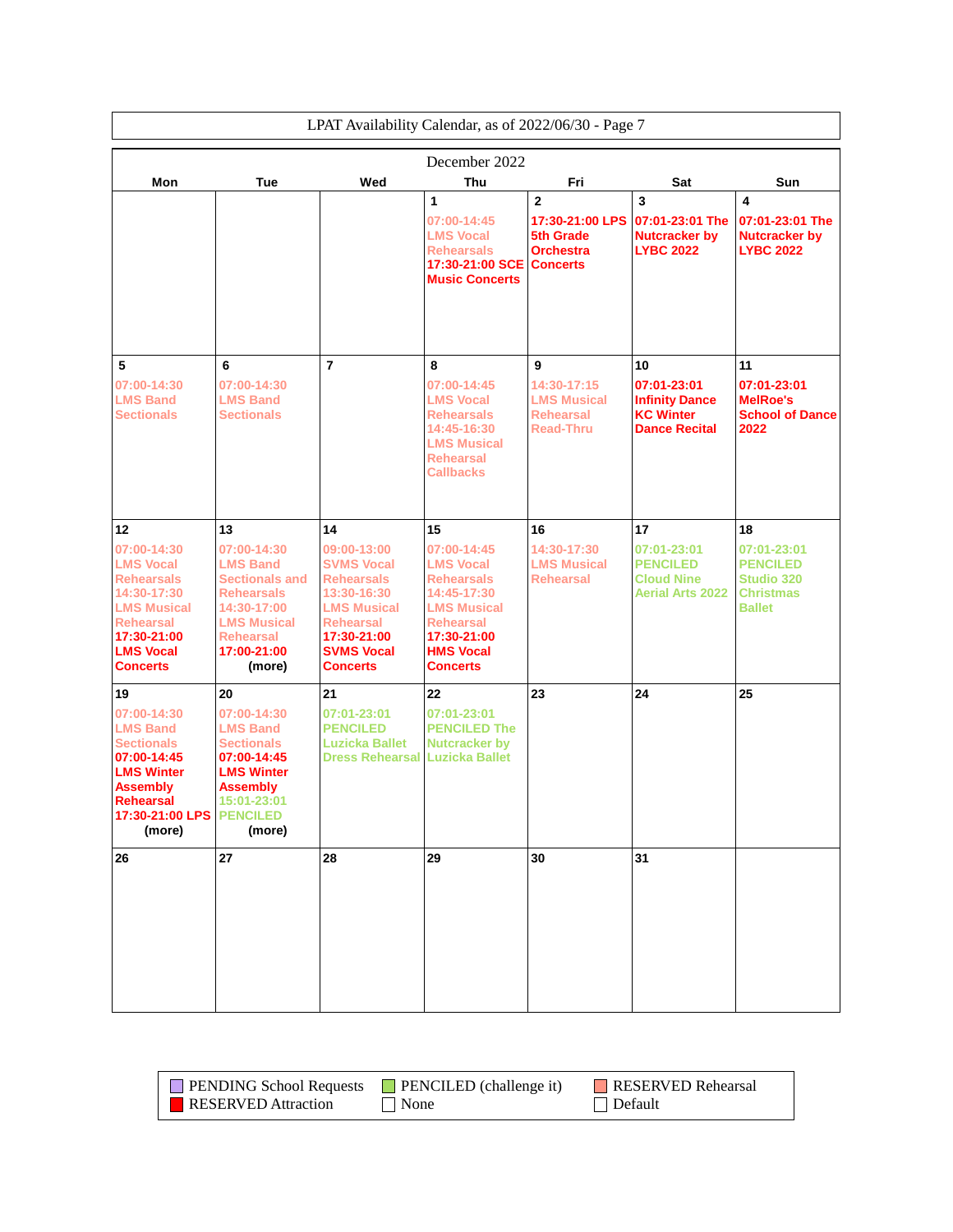LPAT Availability Calendar, as of 2022/06/30 - Page 7

December 2022

| Mon | Tue | Wed | Thu | Fri | Sat | Sun |
|---|---|---|---|---|---|---|
| | | | **1**<br>07:00-14:45 LMS Vocal Rehearsals<br>17:30-21:00 SCE Music Concerts | **2**<br>17:30-21:00 LPS 5th Grade Orchestra Concerts | **3**<br>07:01-23:01 The Nutcracker by LYBC 2022 | **4**<br>07:01-23:01 The Nutcracker by LYBC 2022 |
| **5**<br>07:00-14:30 LMS Band Sectionals | **6**<br>07:00-14:30 LMS Band Sectionals | **7** | **8**<br>07:00-14:45 LMS Vocal Rehearsals<br>14:45-16:30 LMS Musical Rehearsal Callbacks | **9**<br>14:30-17:15 LMS Musical Rehearsal Read-Thru | **10**<br>07:01-23:01 Infinity Dance KC Winter Dance Recital | **11**<br>07:01-23:01 MelRoe's School of Dance 2022 |
| **12**<br>07:00-14:30 LMS Vocal Rehearsals<br>14:30-17:30 LMS Musical Rehearsal<br>17:30-21:00 LMS Vocal Concerts | **13**<br>07:00-14:30 LMS Band Sectionals and Rehearsals<br>14:30-17:00 LMS Musical Rehearsal<br>17:00-21:00<br>(more) | **14**<br>09:00-13:00 SVMS Vocal Rehearsals<br>13:30-16:30 LMS Musical Rehearsal<br>17:30-21:00 SVMS Vocal Concerts | **15**<br>07:00-14:45 LMS Vocal Rehearsals<br>14:45-17:30 LMS Musical Rehearsal<br>17:30-21:00 HMS Vocal Concerts | **16**<br>14:30-17:30 LMS Musical Rehearsal | **17**<br>07:01-23:01 PENCILED Cloud Nine Aerial Arts 2022 | **18**<br>07:01-23:01 PENCILED Studio 320 Christmas Ballet |
| **19**<br>07:00-14:30 LMS Band Sectionals<br>07:00-14:45 LMS Winter Assembly Rehearsal<br>17:30-21:00 LPS<br>(more) | **20**<br>07:00-14:30 LMS Band Sectionals<br>07:00-14:45 LMS Winter Assembly<br>15:01-23:01 PENCILED<br>(more) | **21**<br>07:01-23:01 PENCILED Luzicka Ballet Dress Rehearsal | **22**<br>07:01-23:01 PENCILED The Nutcracker by Luzicka Ballet | **23** | **24** | **25** |
| **26** | **27** | **28** | **29** | **30** | **31** | |

Legend:
- PENDING School Requests
- PENCILED (challenge it)
- RESERVED Rehearsal
- RESERVED Attraction
- None
- Default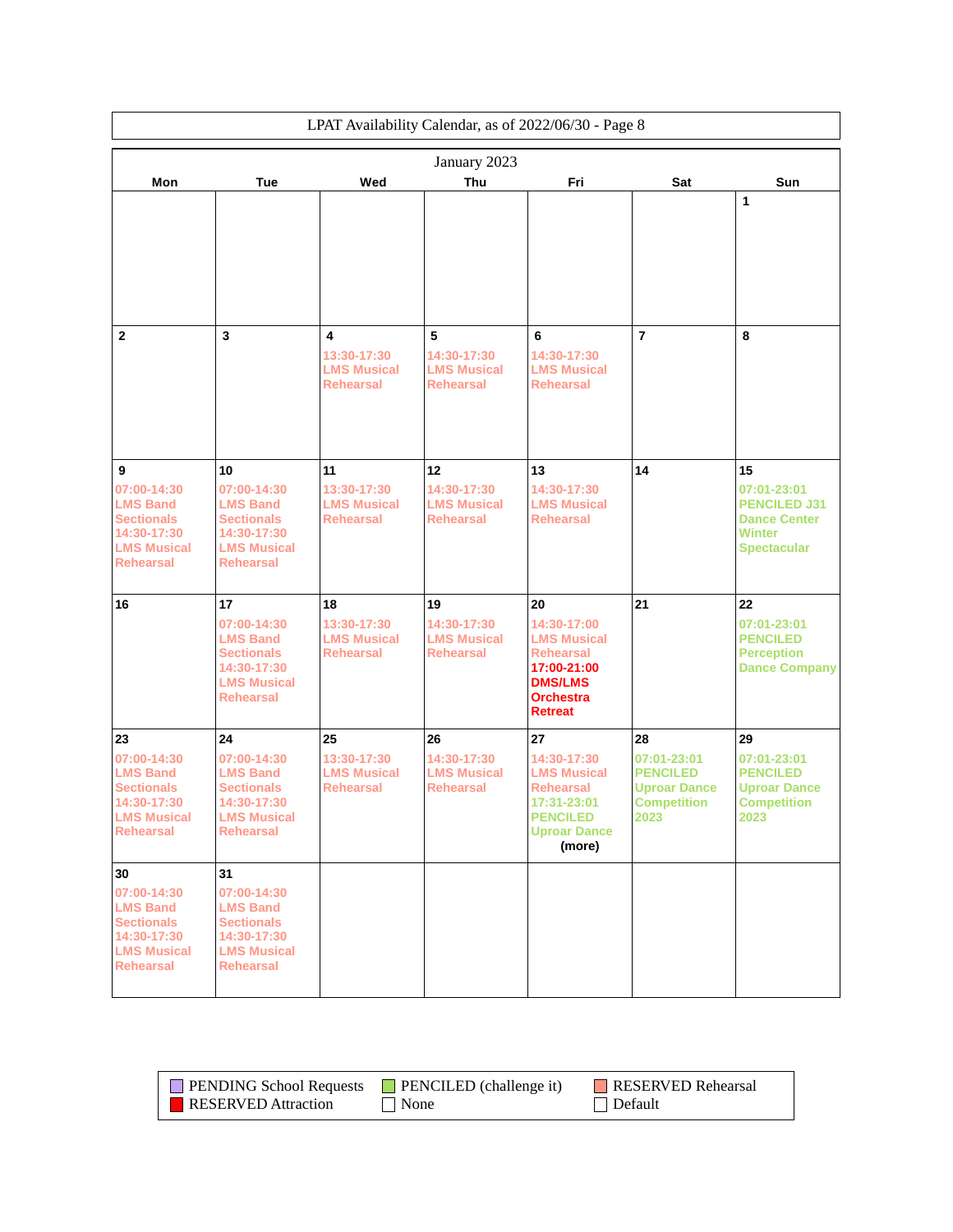LPAT Availability Calendar, as of 2022/06/30 - Page 8

## January 2023

| Mon | Tue | Wed | Thu | Fri | Sat | Sun |
|---|---|---|---|---|---|---|
| | | | | | | 1 |
| 2 | 3 | 4<br>13:30-17:30 LMS Musical Rehearsal | 5<br>14:30-17:30 LMS Musical Rehearsal | 6<br>14:30-17:30 LMS Musical Rehearsal | 7 | 8 |
| 9<br>07:00-14:30 LMS Band Sectionals<br>14:30-17:30 LMS Musical Rehearsal | 10<br>07:00-14:30 LMS Band Sectionals<br>14:30-17:30 LMS Musical Rehearsal | 11<br>13:30-17:30 LMS Musical Rehearsal | 12<br>14:30-17:30 LMS Musical Rehearsal | 13<br>14:30-17:30 LMS Musical Rehearsal | 14 | 15<br>07:01-23:01 PENCILED J31 Dance Center Winter Spectacular |
| 16 | 17<br>07:00-14:30 LMS Band Sectionals<br>14:30-17:30 LMS Musical Rehearsal | 18<br>13:30-17:30 LMS Musical Rehearsal | 19<br>14:30-17:30 LMS Musical Rehearsal | 20<br>14:30-17:00 LMS Musical Rehearsal<br>17:00-21:00 DMS/LMS Orchestra Retreat | 21 | 22<br>07:01-23:01 PENCILED Perception Dance Company |
| 23<br>07:00-14:30 LMS Band Sectionals<br>14:30-17:30 LMS Musical Rehearsal | 24<br>07:00-14:30 LMS Band Sectionals<br>14:30-17:30 LMS Musical Rehearsal | 25<br>13:30-17:30 LMS Musical Rehearsal | 26<br>14:30-17:30 LMS Musical Rehearsal | 27<br>14:30-17:30 LMS Musical Rehearsal<br>17:31-23:01 PENCILED Uproar Dance<br>(more) | 28<br>07:01-23:01 PENCILED Uproar Dance Competition 2023 | 29<br>07:01-23:01 PENCILED Uproar Dance Competition 2023 |
| 30<br>07:00-14:30 LMS Band Sectionals<br>14:30-17:30 LMS Musical Rehearsal | 31<br>07:00-14:30 LMS Band Sectionals<br>14:30-17:30 LMS Musical Rehearsal | | | | | |

Legend: PENDING School Requests · PENCILED (challenge it) · RESERVED Rehearsal · RESERVED Attraction · None · Default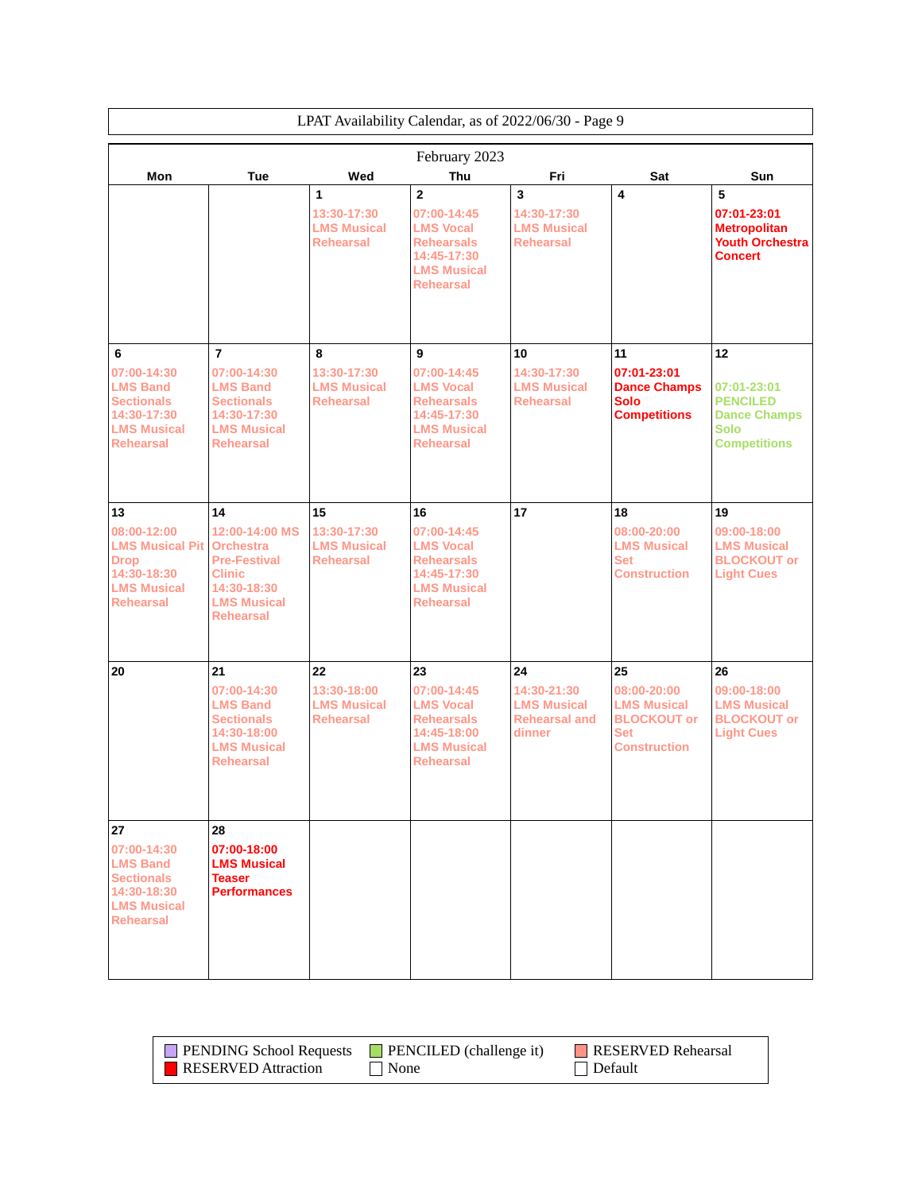LPAT Availability Calendar, as of 2022/06/30 - Page 9

## February 2023

| Mon | Tue | Wed | Thu | Fri | Sat | Sun |
|---|---|---|---|---|---|---|
| | | **1** 13:30-17:30 LMS Musical Rehearsal | **2** 07:00-14:45 LMS Vocal Rehearsals 14:45-17:30 LMS Musical Rehearsal | **3** 14:30-17:30 LMS Musical Rehearsal | **4** | **5** 07:01-23:01 Metropolitan Youth Orchestra Concert |
| **6** 07:00-14:30 LMS Band Sectionals 14:30-17:30 LMS Musical Rehearsal | **7** 07:00-14:30 LMS Band Sectionals 14:30-17:30 LMS Musical Rehearsal | **8** 13:30-17:30 LMS Musical Rehearsal | **9** 07:00-14:45 LMS Vocal Rehearsals 14:45-17:30 LMS Musical Rehearsal | **10** 14:30-17:30 LMS Musical Rehearsal | **11** 07:01-23:01 Dance Champs Solo Competitions | **12** 07:01-23:01 PENCILED Dance Champs Solo Competitions |
| **13** 08:00-12:00 LMS Musical Pit Drop 14:30-18:30 LMS Musical Rehearsal | **14** 12:00-14:00 MS Orchestra Pre-Festival Clinic 14:30-18:30 LMS Musical Rehearsal | **15** 13:30-17:30 LMS Musical Rehearsal | **16** 07:00-14:45 LMS Vocal Rehearsals 14:45-17:30 LMS Musical Rehearsal | **17** | **18** 08:00-20:00 LMS Musical Set Construction | **19** 09:00-18:00 LMS Musical BLOCKOUT or Light Cues |
| **20** | **21** 07:00-14:30 LMS Band Sectionals 14:30-18:00 LMS Musical Rehearsal | **22** 13:30-18:00 LMS Musical Rehearsal | **23** 07:00-14:45 LMS Vocal Rehearsals 14:45-18:00 LMS Musical Rehearsal | **24** 14:30-21:30 LMS Musical Rehearsal and dinner | **25** 08:00-20:00 LMS Musical BLOCKOUT or Set Construction | **26** 09:00-18:00 LMS Musical BLOCKOUT or Light Cues |
| **27** 07:00-14:30 LMS Band Sectionals 14:30-18:30 LMS Musical Rehearsal | **28** 07:00-18:00 LMS Musical Teaser Performances | | | | | |

Legend: PENDING School Requests | PENCILED (challenge it) | RESERVED Rehearsal | RESERVED Attraction | None | Default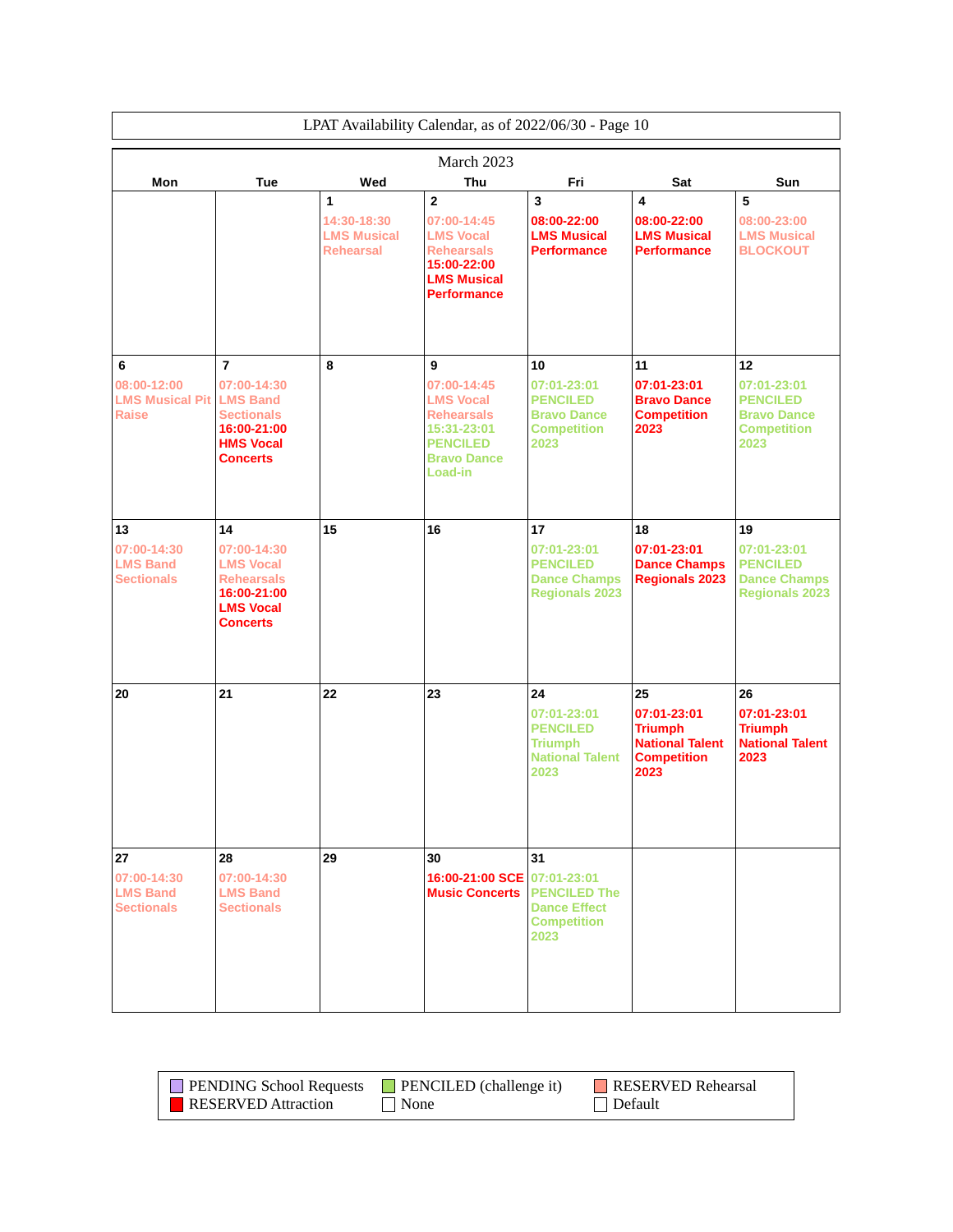LPAT Availability Calendar, as of 2022/06/30 - Page 10

March 2023

| Mon | Tue | Wed | Thu | Fri | Sat | Sun |
|---|---|---|---|---|---|---|
| | | **1**<br>14:30-18:30 LMS Musical Rehearsal | **2**<br>07:00-14:45 LMS Vocal Rehearsals<br>15:00-22:00 LMS Musical Performance | **3**<br>08:00-22:00 LMS Musical Performance | **4**<br>08:00-22:00 LMS Musical Performance | **5**<br>08:00-23:00 LMS Musical BLOCKOUT |
| **6**<br>08:00-12:00 LMS Musical Pit Raise | **7**<br>07:00-14:30 LMS Band Sectionals<br>16:00-21:00 HMS Vocal Concerts | **8** | **9**<br>07:00-14:45 LMS Vocal Rehearsals<br>15:31-23:01 PENCILED Bravo Dance Load-in | **10**<br>07:01-23:01 PENCILED Bravo Dance Competition 2023 | **11**<br>07:01-23:01 Bravo Dance Competition 2023 | **12**<br>07:01-23:01 PENCILED Bravo Dance Competition 2023 |
| **13**<br>07:00-14:30 LMS Band Sectionals | **14**<br>07:00-14:30 LMS Vocal Rehearsals<br>16:00-21:00 LMS Vocal Concerts | **15** | **16** | **17**<br>07:01-23:01 PENCILED Dance Champs Regionals 2023 | **18**<br>07:01-23:01 Dance Champs Regionals 2023 | **19**<br>07:01-23:01 PENCILED Dance Champs Regionals 2023 |
| **20** | **21** | **22** | **23** | **24**<br>07:01-23:01 PENCILED Triumph National Talent 2023 | **25**<br>07:01-23:01 Triumph National Talent Competition 2023 | **26**<br>07:01-23:01 Triumph National Talent 2023 |
| **27**<br>07:00-14:30 LMS Band Sectionals | **28**<br>07:00-14:30 LMS Band Sectionals | **29** | **30**<br>16:00-21:00 SCE Music Concerts | **31**<br>07:01-23:01 PENCILED The Dance Effect Competition 2023 | | |

| | | |
|---|---|---|
| PENDING School Requests | PENCILED (challenge it) | RESERVED Rehearsal |
| RESERVED Attraction | None | Default |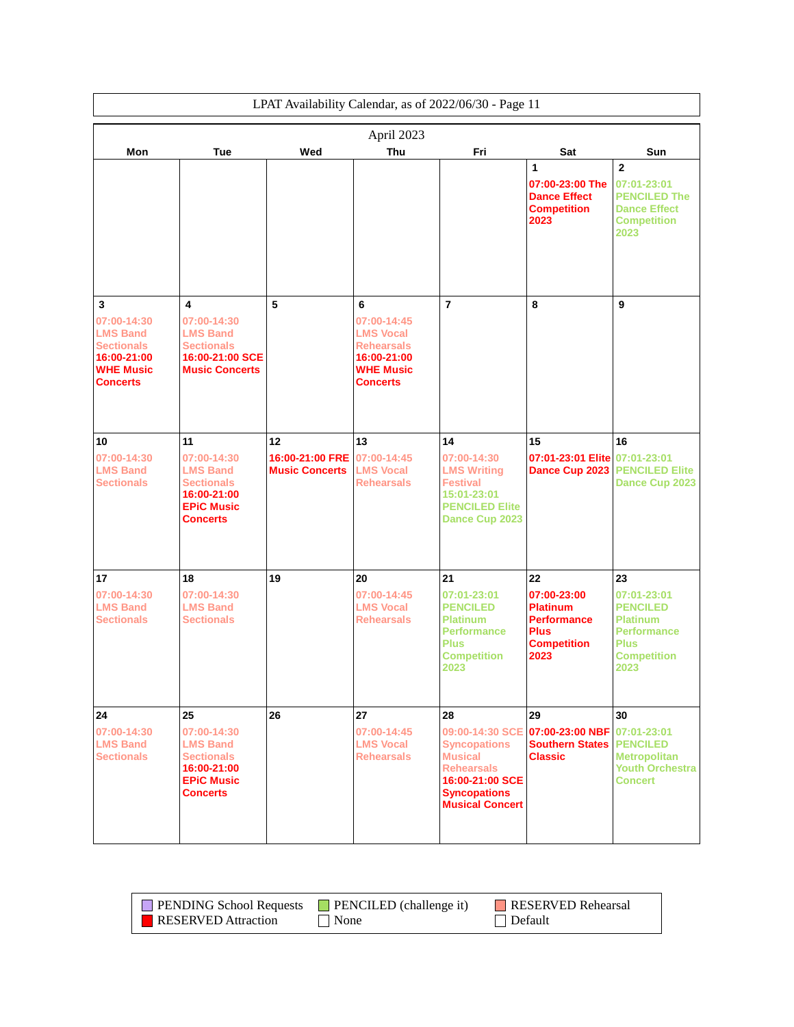LPAT Availability Calendar, as of 2022/06/30 - Page 11

April 2023

| Mon | Tue | Wed | Thu | Fri | Sat | Sun |
|---|---|---|---|---|---|---|
| | | | | | **1**<br>07:00-23:00 The Dance Effect Competition 2023 | **2**<br>07:01-23:01 PENCILED The Dance Effect Competition 2023 |
| **3**<br>07:00-14:30 LMS Band Sectionals<br>16:00-21:00 WHE Music Concerts | **4**<br>07:00-14:30 LMS Band Sectionals<br>16:00-21:00 SCE Music Concerts | **5** | **6**<br>07:00-14:45 LMS Vocal Rehearsals<br>16:00-21:00 WHE Music Concerts | **7** | **8** | **9** |
| **10**<br>07:00-14:30 LMS Band Sectionals | **11**<br>07:00-14:30 LMS Band Sectionals<br>16:00-21:00 EPiC Music Concerts | **12**<br>16:00-21:00 FRE Music Concerts | **13**<br>07:00-14:45 LMS Vocal Rehearsals | **14**<br>07:00-14:30 LMS Writing Festival<br>15:01-23:01 PENCILED Elite Dance Cup 2023 | **15**<br>07:01-23:01 Elite Dance Cup 2023 | **16**<br>07:01-23:01 PENCILED Elite Dance Cup 2023 |
| **17**<br>07:00-14:30 LMS Band Sectionals | **18**<br>07:00-14:30 LMS Band Sectionals | **19** | **20**<br>07:00-14:45 LMS Vocal Rehearsals | **21**<br>07:01-23:01 PENCILED Platinum Performance Plus Competition 2023 | **22**<br>07:00-23:00 Platinum Performance Plus Competition 2023 | **23**<br>07:01-23:01 PENCILED Platinum Performance Plus Competition 2023 |
| **24**<br>07:00-14:30 LMS Band Sectionals | **25**<br>07:00-14:30 LMS Band Sectionals<br>16:00-21:00 EPiC Music Concerts | **26** | **27**<br>07:00-14:45 LMS Vocal Rehearsals | **28**<br>09:00-14:30 SCE Syncopations Musical Rehearsals<br>16:00-21:00 SCE Syncopations Musical Concert | **29**<br>07:00-23:00 NBF Southern States Classic | **30**<br>07:01-23:01 PENCILED Metropolitan Youth Orchestra Concert |

| | | |
|---|---|---|
| PENDING School Requests | PENCILED (challenge it) | RESERVED Rehearsal |
| RESERVED Attraction | None | Default |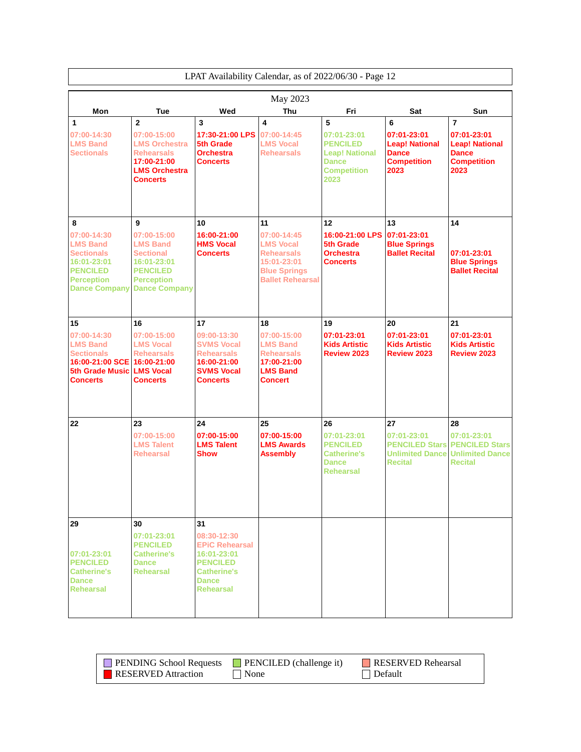LPAT Availability Calendar, as of 2022/06/30 - Page 12

May 2023

| Mon | Tue | Wed | Thu | Fri | Sat | Sun |
|---|---|---|---|---|---|---|
| 1<br>07:00-14:30 LMS Band Sectionals | 2<br>07:00-15:00 LMS Orchestra Rehearsals<br>17:00-21:00 LMS Orchestra Concerts | 3<br>17:30-21:00 LPS 5th Grade Orchestra Concerts | 4<br>07:00-14:45 LMS Vocal Rehearsals | 5<br>07:01-23:01 PENCILED Leap! National Dance Competition 2023 | 6<br>07:01-23:01 Leap! National Dance Competition 2023 | 7<br>07:01-23:01 Leap! National Dance Competition 2023 |
| 8<br>07:00-14:30 LMS Band Sectionals<br>16:01-23:01 PENCILED Perception Dance Company | 9<br>07:00-15:00 LMS Band Sectional<br>16:01-23:01 PENCILED Perception Dance Company | 10<br>16:00-21:00 HMS Vocal Concerts | 11<br>07:00-14:45 LMS Vocal Rehearsals<br>15:01-23:01 Blue Springs Ballet Rehearsal | 12<br>16:00-21:00 LPS 5th Grade Orchestra Concerts | 13<br>07:01-23:01 Blue Springs Ballet Recital | 14<br>07:01-23:01 Blue Springs Ballet Recital |
| 15<br>07:00-14:30 LMS Band Sectionals<br>16:00-21:00 SCE 5th Grade Music Concerts | 16<br>07:00-15:00 LMS Vocal Rehearsals<br>16:00-21:00 LMS Vocal Concerts | 17<br>09:00-13:30 SVMS Vocal Rehearsals<br>16:00-21:00 SVMS Vocal Concerts | 18<br>07:00-15:00 LMS Band Rehearsals<br>17:00-21:00 LMS Band Concert | 19<br>07:01-23:01 Kids Artistic Review 2023 | 20<br>07:01-23:01 Kids Artistic Review 2023 | 21<br>07:01-23:01 Kids Artistic Review 2023 |
| 22 | 23<br>07:00-15:00 LMS Talent Rehearsal | 24<br>07:00-15:00 LMS Talent Show | 25<br>07:00-15:00 LMS Awards Assembly | 26<br>07:01-23:01 PENCILED Catherine's Dance Rehearsal | 27<br>07:01-23:01 PENCILED Stars Unlimited Dance Recital | 28<br>07:01-23:01 PENCILED Stars Unlimited Dance Recital |
| 29<br>07:01-23:01 PENCILED Catherine's Dance Rehearsal | 30<br>07:01-23:01 PENCILED Catherine's Dance Rehearsal | 31<br>08:30-12:30 EPiC Rehearsal<br>16:01-23:01 PENCILED Catherine's Dance Rehearsal | | | | |

| Legend | | |
|---|---|---|
| PENDING School Requests | PENCILED (challenge it) | RESERVED Rehearsal |
| RESERVED Attraction | None | Default |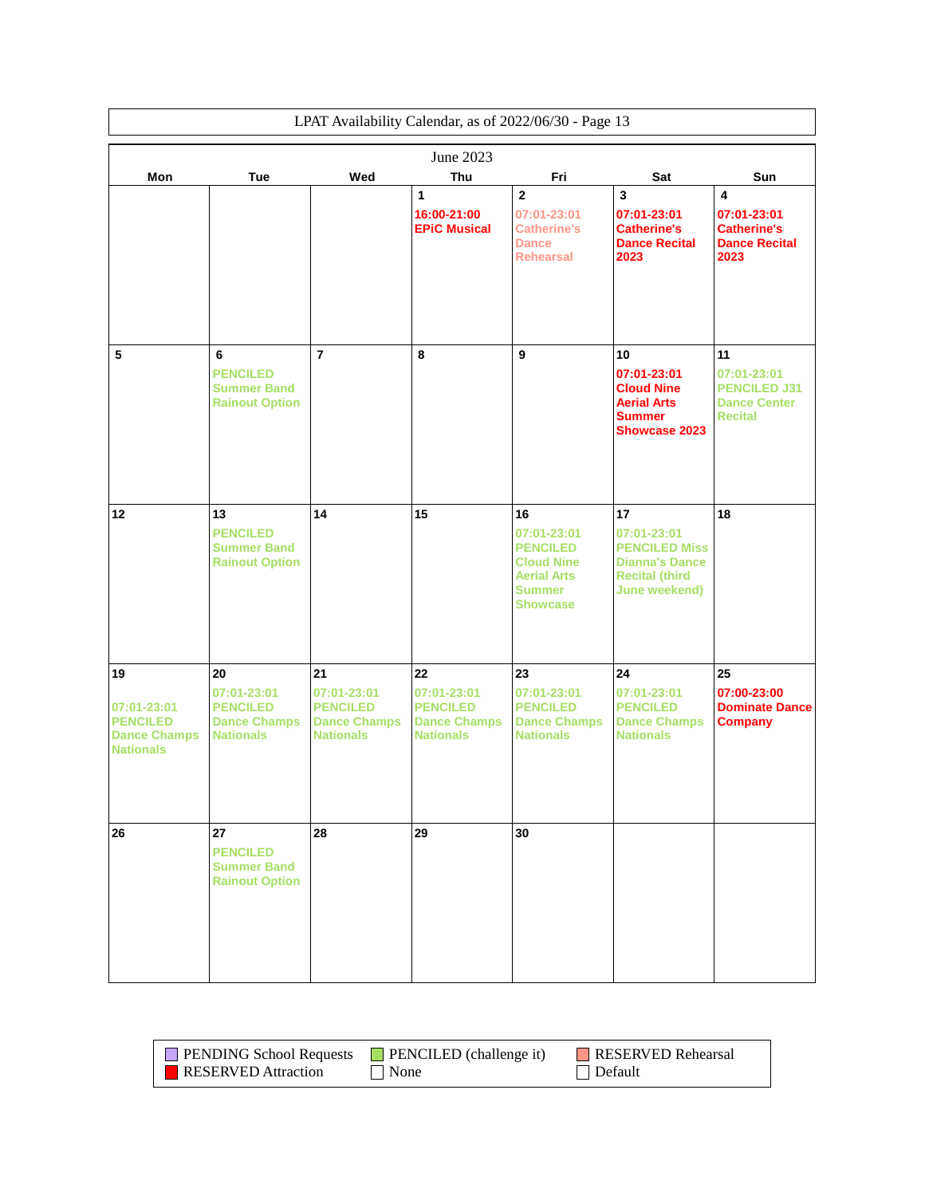LPAT Availability Calendar, as of 2022/06/30 - Page 13

## June 2023

| Mon | Tue | Wed | Thu | Fri | Sat | Sun |
|---|---|---|---|---|---|---|
| | | | **1** 16:00-21:00 EPiC Musical | **2** 07:01-23:01 Catherine's Dance Rehearsal | **3** 07:01-23:01 Catherine's Dance Recital 2023 | **4** 07:01-23:01 Catherine's Dance Recital 2023 |
| **5** | **6** PENCILED Summer Band Rainout Option | **7** | **8** | **9** | **10** 07:01-23:01 Cloud Nine Aerial Arts Summer Showcase 2023 | **11** 07:01-23:01 PENCILED J31 Dance Center Recital |
| **12** | **13** PENCILED Summer Band Rainout Option | **14** | **15** | **16** 07:01-23:01 PENCILED Cloud Nine Aerial Arts Summer Showcase | **17** 07:01-23:01 PENCILED Miss Dianna's Dance Recital (third June weekend) | **18** |
| **19** 07:01-23:01 PENCILED Dance Champs Nationals | **20** 07:01-23:01 PENCILED Dance Champs Nationals | **21** 07:01-23:01 PENCILED Dance Champs Nationals | **22** 07:01-23:01 PENCILED Dance Champs Nationals | **23** 07:01-23:01 PENCILED Dance Champs Nationals | **24** 07:01-23:01 PENCILED Dance Champs Nationals | **25** 07:00-23:00 Dominate Dance Company |
| **26** | **27** PENCILED Summer Band Rainout Option | **28** | **29** | **30** | | |

| | | |
|---|---|---|
| PENDING School Requests | PENCILED (challenge it) | RESERVED Rehearsal |
| RESERVED Attraction | None | Default |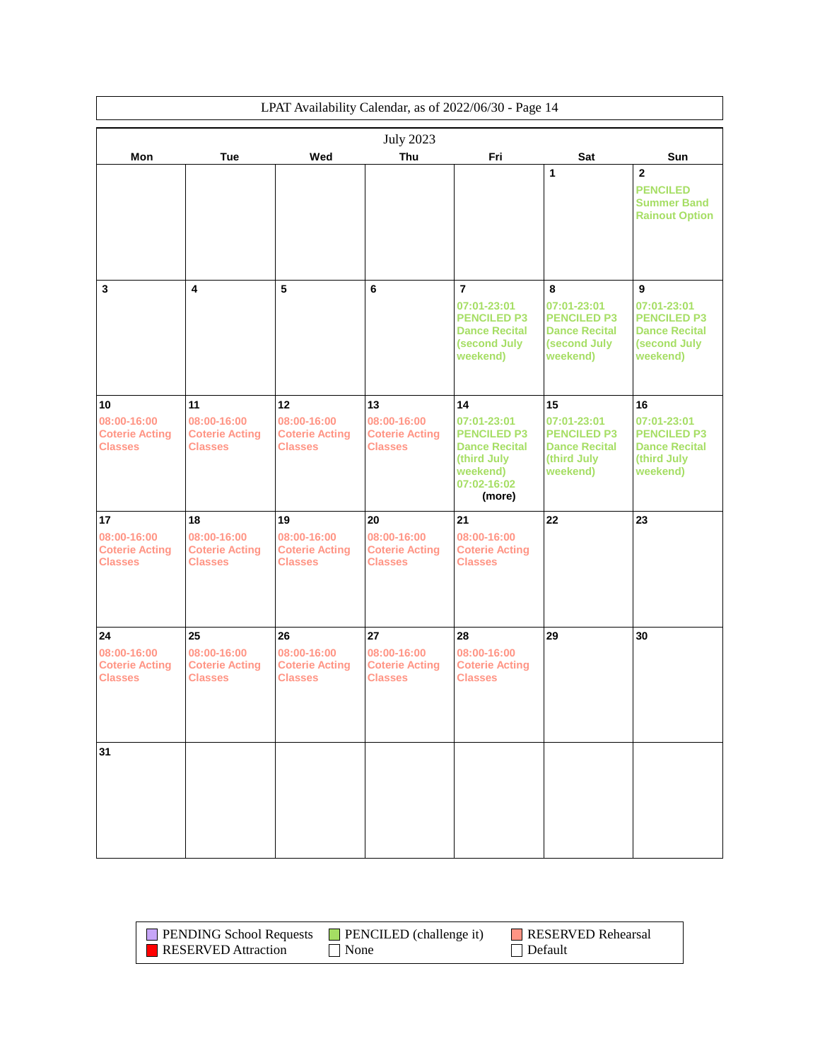LPAT Availability Calendar, as of 2022/06/30 - Page 14

## July 2023

| Mon | Tue | Wed | Thu | Fri | Sat | Sun |
|---|---|---|---|---|---|---|
| | | | | | 1 | 2<br>PENCILED Summer Band Rainout Option |
| 3 | 4 | 5 | 6 | 7<br>07:01-23:01 PENCILED P3 Dance Recital (second July weekend) | 8<br>07:01-23:01 PENCILED P3 Dance Recital (second July weekend) | 9<br>07:01-23:01 PENCILED P3 Dance Recital (second July weekend) |
| 10<br>08:00-16:00 Coterie Acting Classes | 11<br>08:00-16:00 Coterie Acting Classes | 12<br>08:00-16:00 Coterie Acting Classes | 13<br>08:00-16:00 Coterie Acting Classes | 14<br>07:01-23:01 PENCILED P3 Dance Recital (third July weekend)<br>07:02-16:02<br>(more) | 15<br>07:01-23:01 PENCILED P3 Dance Recital (third July weekend) | 16<br>07:01-23:01 PENCILED P3 Dance Recital (third July weekend) |
| 17<br>08:00-16:00 Coterie Acting Classes | 18<br>08:00-16:00 Coterie Acting Classes | 19<br>08:00-16:00 Coterie Acting Classes | 20<br>08:00-16:00 Coterie Acting Classes | 21<br>08:00-16:00 Coterie Acting Classes | 22 | 23 |
| 24<br>08:00-16:00 Coterie Acting Classes | 25<br>08:00-16:00 Coterie Acting Classes | 26<br>08:00-16:00 Coterie Acting Classes | 27<br>08:00-16:00 Coterie Acting Classes | 28<br>08:00-16:00 Coterie Acting Classes | 29 | 30 |
| 31 | | | | | | |

Legend:

- PENDING School Requests
- PENCILED (challenge it)
- RESERVED Rehearsal
- RESERVED Attraction
- None
- Default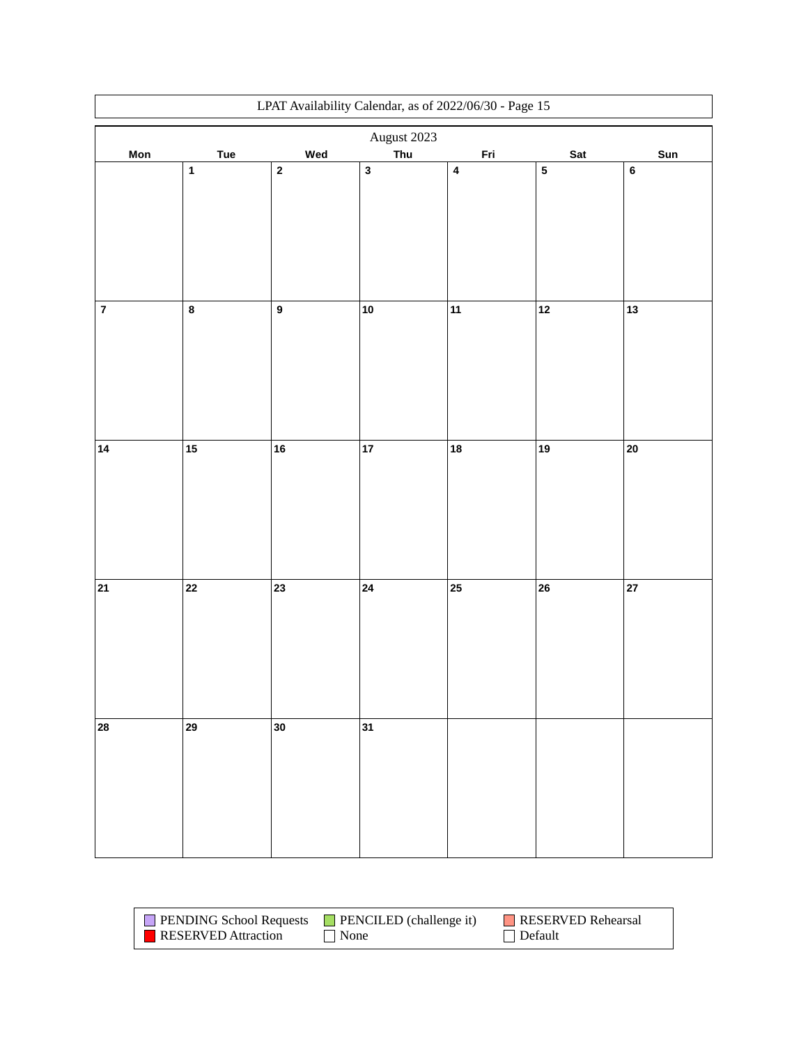LPAT Availability Calendar, as of 2022/06/30 - Page 15

August 2023

| Mon | Tue | Wed | Thu | Fri | Sat | Sun |
|---|---|---|---|---|---|---|
| | 1 | 2 | 3 | 4 | 5 | 6 |
| 7 | 8 | 9 | 10 | 11 | 12 | 13 |
| 14 | 15 | 16 | 17 | 18 | 19 | 20 |
| 21 | 22 | 23 | 24 | 25 | 26 | 27 |
| 28 | 29 | 30 | 31 | | | |

| | | |
|---|---|---|
| PENDING School Requests | PENCILED (challenge it) | RESERVED Rehearsal |
| RESERVED Attraction | None | Default |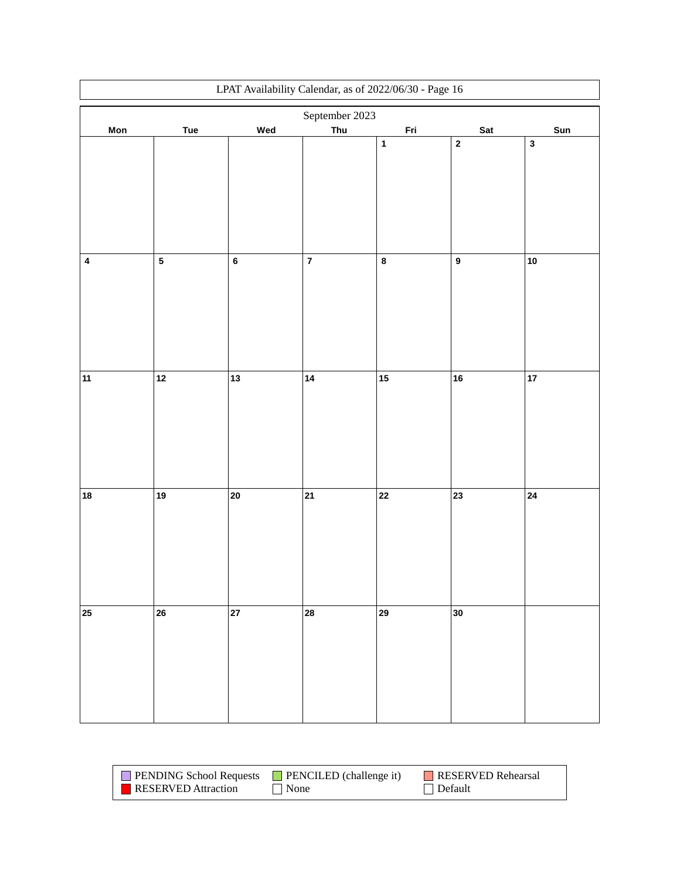LPAT Availability Calendar, as of 2022/06/30 - Page 16

## September 2023

| Mon | Tue | Wed | Thu | Fri | Sat | Sun |
|---|---|---|---|---|---|---|
| | | | | 1 | 2 | 3 |
| 4 | 5 | 6 | 7 | 8 | 9 | 10 |
| 11 | 12 | 13 | 14 | 15 | 16 | 17 |
| 18 | 19 | 20 | 21 | 22 | 23 | 24 |
| 25 | 26 | 27 | 28 | 29 | 30 | |

| | | |
|---|---|---|
| PENDING School Requests | PENCILED (challenge it) | RESERVED Rehearsal |
| RESERVED Attraction | None | Default |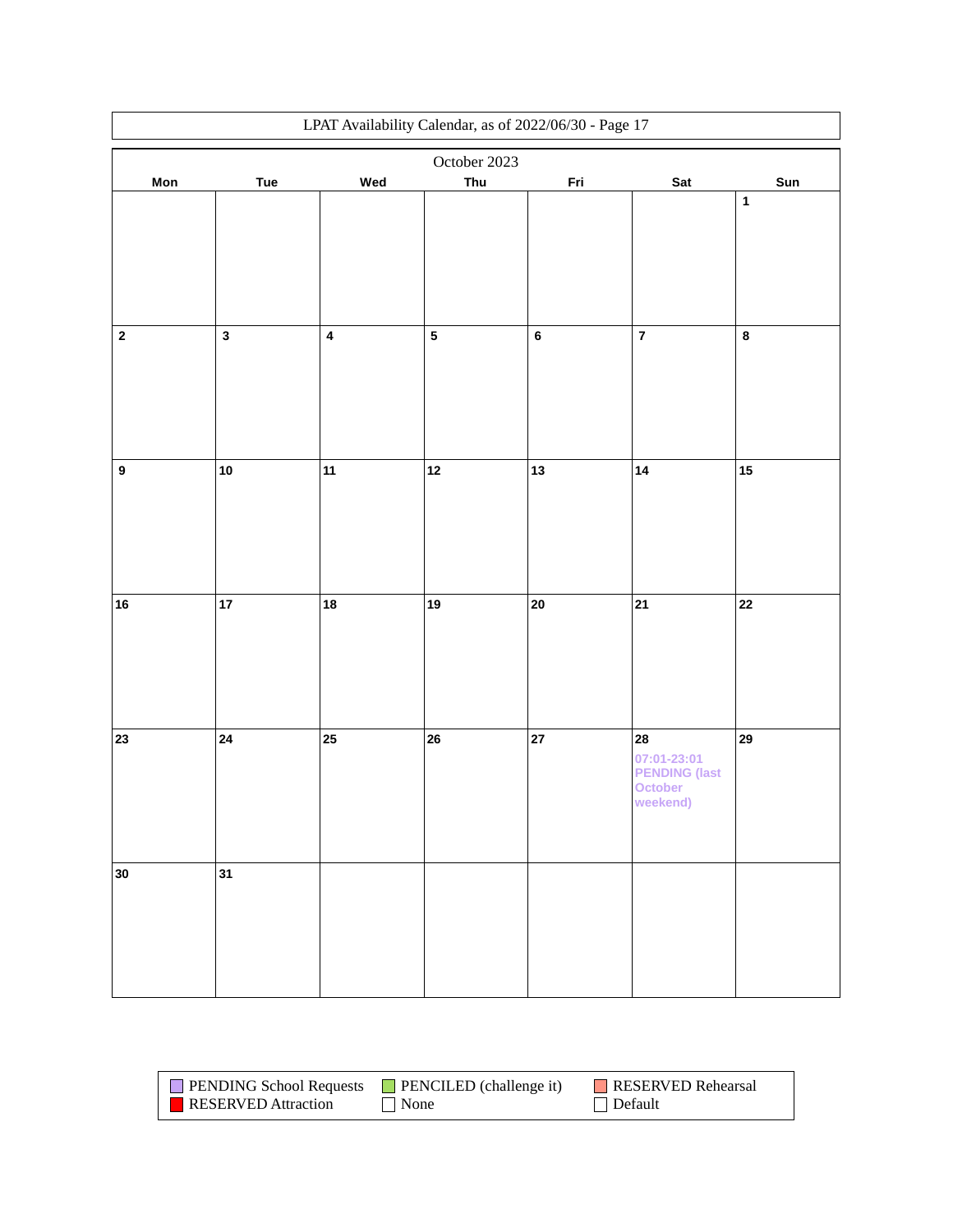LPAT Availability Calendar, as of 2022/06/30 - Page 17

| October 2023 | | | | | | |
|---|---|---|---|---|---|---|
| **Mon** | **Tue** | **Wed** | **Thu** | **Fri** | **Sat** | **Sun** |
| | | | | | | **1** |
| **2** | **3** | **4** | **5** | **6** | **7** | **8** |
| **9** | **10** | **11** | **12** | **13** | **14** | **15** |
| **16** | **17** | **18** | **19** | **20** | **21** | **22** |
| **23** | **24** | **25** | **26** | **27** | **28** 07:01-23:01 PENDING (last October weekend) | **29** |
| **30** | **31** | | | | | |

| | | |
|---|---|---|
| PENDING School Requests | PENCILED (challenge it) | RESERVED Rehearsal |
| RESERVED Attraction | None | Default |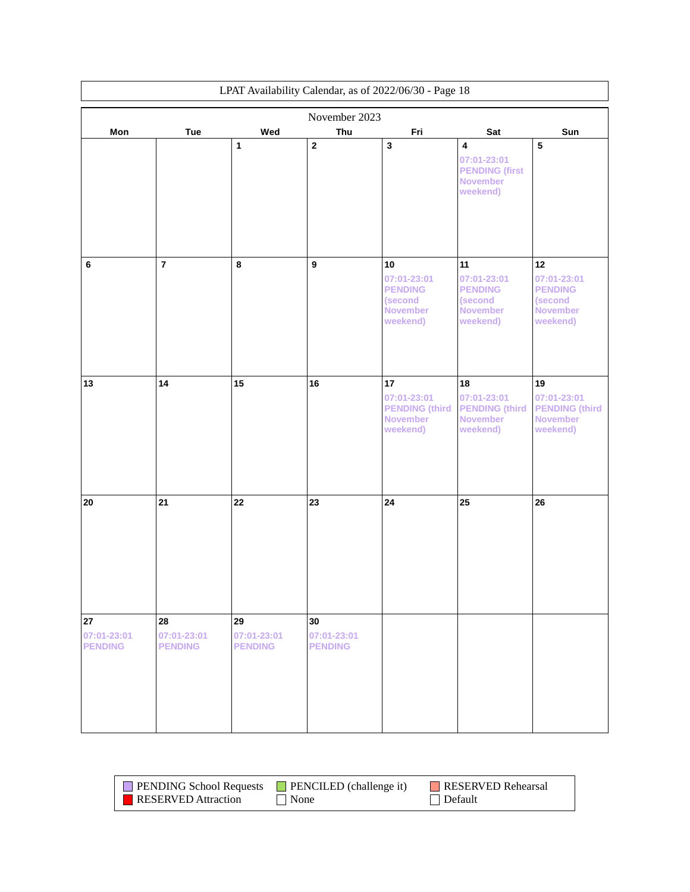LPAT Availability Calendar, as of 2022/06/30 - Page 18

## November 2023

| Mon | Tue | Wed | Thu | Fri | Sat | Sun |
|---|---|---|---|---|---|---|
| | | 1 | 2 | 3 | 4<br>07:01-23:01 PENDING (first November weekend) | 5 |
| 6 | 7 | 8 | 9 | 10<br>07:01-23:01 PENDING (second November weekend) | 11<br>07:01-23:01 PENDING (second November weekend) | 12<br>07:01-23:01 PENDING (second November weekend) |
| 13 | 14 | 15 | 16 | 17<br>07:01-23:01 PENDING (third November weekend) | 18<br>07:01-23:01 PENDING (third November weekend) | 19<br>07:01-23:01 PENDING (third November weekend) |
| 20 | 21 | 22 | 23 | 24 | 25 | 26 |
| 27<br>07:01-23:01 PENDING | 28<br>07:01-23:01 PENDING | 29<br>07:01-23:01 PENDING | 30<br>07:01-23:01 PENDING | | | |

| | | |
|---|---|---|
| PENDING School Requests | PENCILED (challenge it) | RESERVED Rehearsal |
| RESERVED Attraction | None | Default |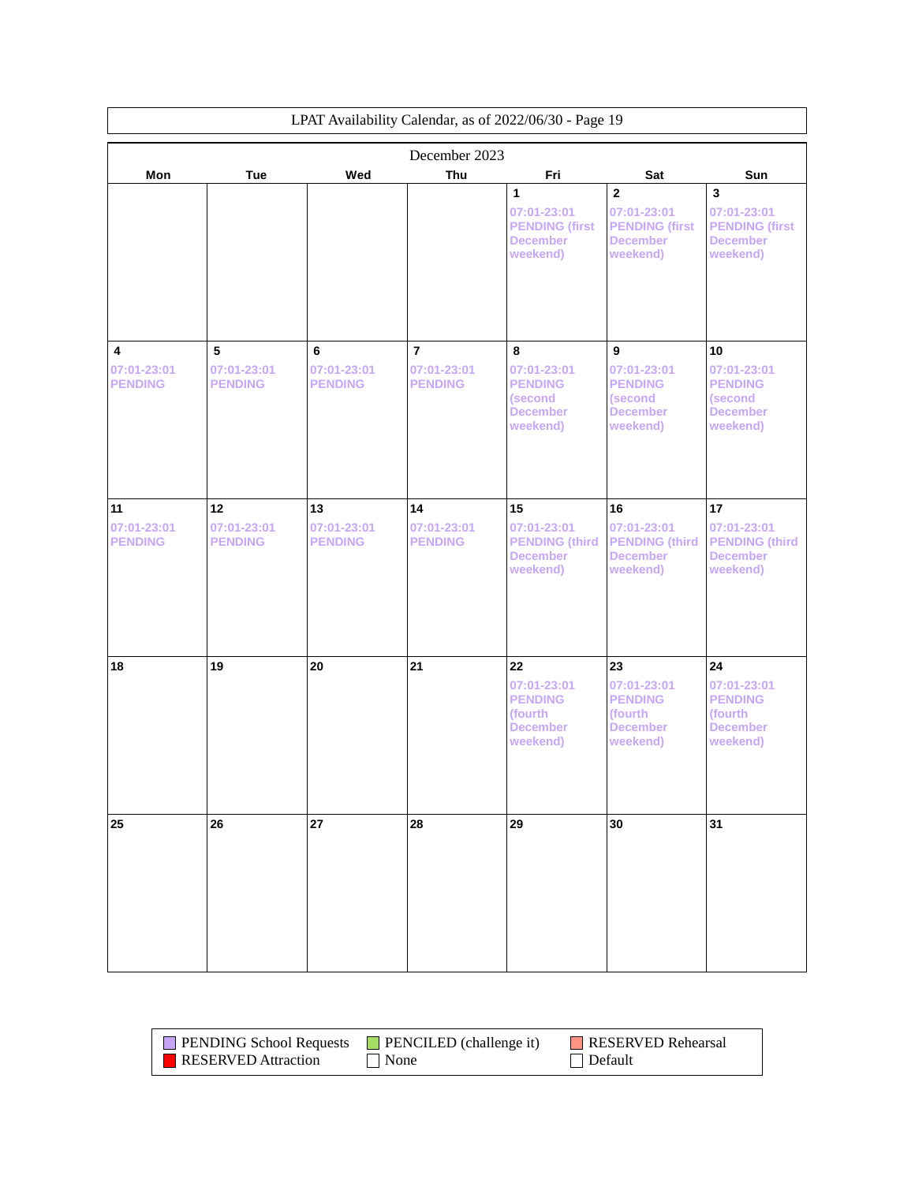LPAT Availability Calendar, as of 2022/06/30 - Page 19

## December 2023

| Mon | Tue | Wed | Thu | Fri | Sat | Sun |
|---|---|---|---|---|---|---|
| | | | | 1<br>07:01-23:01 PENDING (first December weekend) | 2<br>07:01-23:01 PENDING (first December weekend) | 3<br>07:01-23:01 PENDING (first December weekend) |
| 4<br>07:01-23:01 PENDING | 5<br>07:01-23:01 PENDING | 6<br>07:01-23:01 PENDING | 7<br>07:01-23:01 PENDING | 8<br>07:01-23:01 PENDING (second December weekend) | 9<br>07:01-23:01 PENDING (second December weekend) | 10<br>07:01-23:01 PENDING (second December weekend) |
| 11<br>07:01-23:01 PENDING | 12<br>07:01-23:01 PENDING | 13<br>07:01-23:01 PENDING | 14<br>07:01-23:01 PENDING | 15<br>07:01-23:01 PENDING (third December weekend) | 16<br>07:01-23:01 PENDING (third December weekend) | 17<br>07:01-23:01 PENDING (third December weekend) |
| 18 | 19 | 20 | 21 | 22<br>07:01-23:01 PENDING (fourth December weekend) | 23<br>07:01-23:01 PENDING (fourth December weekend) | 24<br>07:01-23:01 PENDING (fourth December weekend) |
| 25 | 26 | 27 | 28 | 29 | 30 | 31 |

| | | |
|---|---|---|
| PENDING School Requests | PENCILED (challenge it) | RESERVED Rehearsal |
| RESERVED Attraction | None | Default |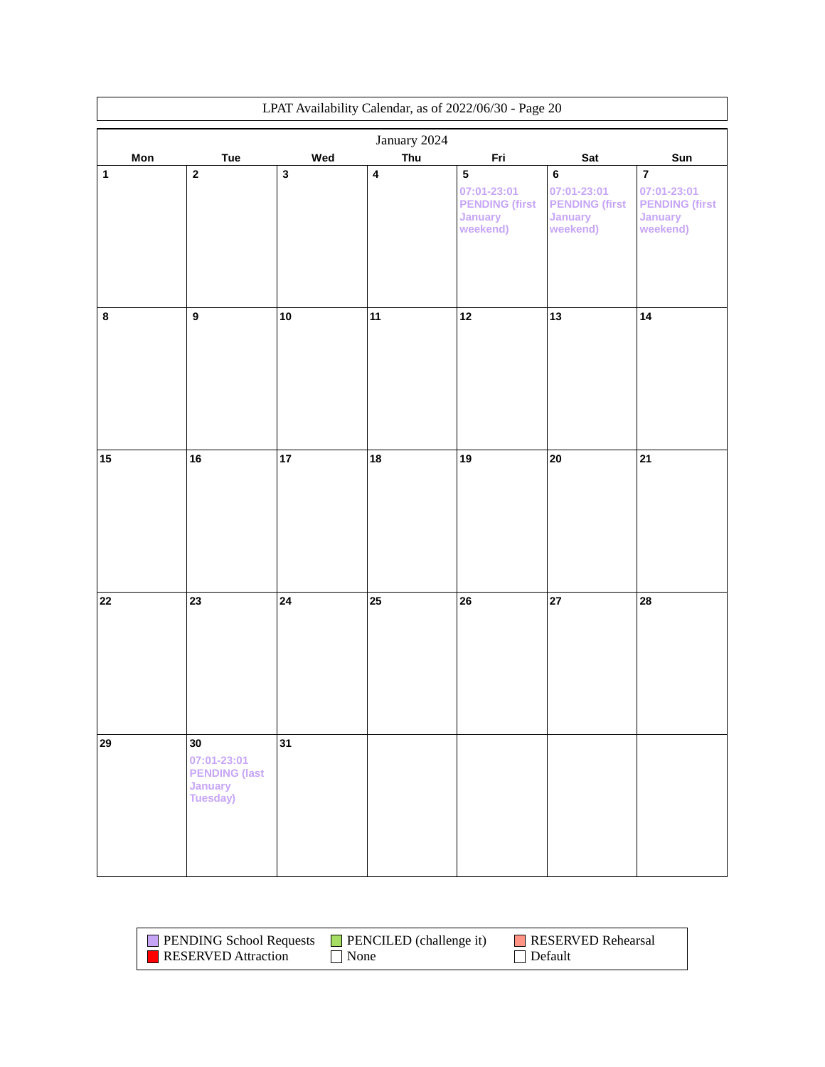LPAT Availability Calendar, as of 2022/06/30 - Page 20

## January 2024

| Mon | Tue | Wed | Thu | Fri | Sat | Sun |
|---|---|---|---|---|---|---|
| 1 | 2 | 3 | 4 | 5<br>07:01-23:01 PENDING (first January weekend) | 6<br>07:01-23:01 PENDING (first January weekend) | 7<br>07:01-23:01 PENDING (first January weekend) |
| 8 | 9 | 10 | 11 | 12 | 13 | 14 |
| 15 | 16 | 17 | 18 | 19 | 20 | 21 |
| 22 | 23 | 24 | 25 | 26 | 27 | 28 |
| 29 | 30<br>07:01-23:01 PENDING (last January Tuesday) | 31 | | | | |

| | | |
|---|---|---|
| PENDING School Requests | PENCILED (challenge it) | RESERVED Rehearsal |
| RESERVED Attraction | None | Default |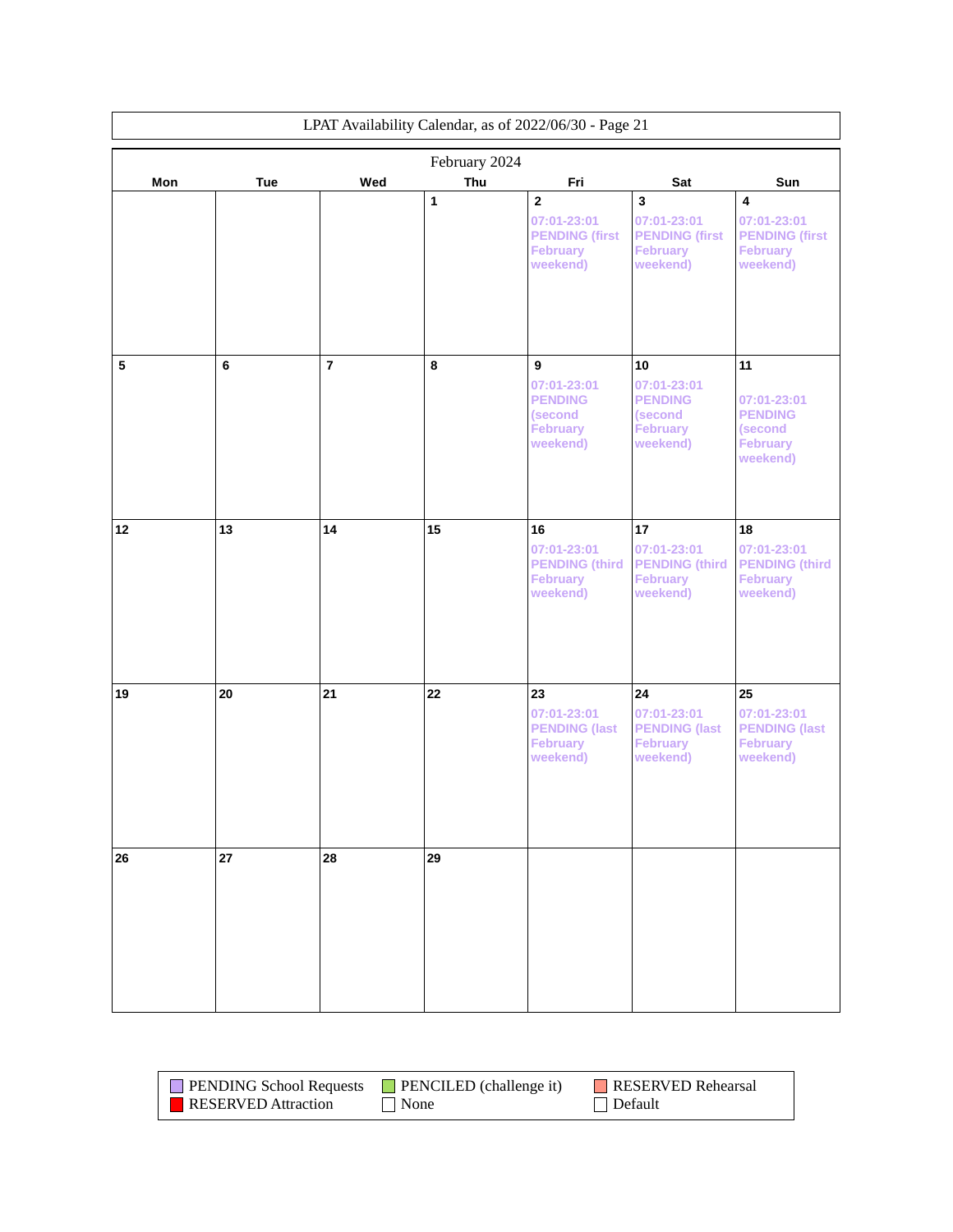LPAT Availability Calendar, as of 2022/06/30 - Page 21

February 2024

| Mon | Tue | Wed | Thu | Fri | Sat | Sun |
|---|---|---|---|---|---|---|
| | | | 1 | 2 07:01-23:01 PENDING (first February weekend) | 3 07:01-23:01 PENDING (first February weekend) | 4 07:01-23:01 PENDING (first February weekend) |
| 5 | 6 | 7 | 8 | 9 07:01-23:01 PENDING (second February weekend) | 10 07:01-23:01 PENDING (second February weekend) | 11 07:01-23:01 PENDING (second February weekend) |
| 12 | 13 | 14 | 15 | 16 07:01-23:01 PENDING (third February weekend) | 17 07:01-23:01 PENDING (third February weekend) | 18 07:01-23:01 PENDING (third February weekend) |
| 19 | 20 | 21 | 22 | 23 07:01-23:01 PENDING (last February weekend) | 24 07:01-23:01 PENDING (last February weekend) | 25 07:01-23:01 PENDING (last February weekend) |
| 26 | 27 | 28 | 29 | | | |

| | | |
|---|---|---|
| PENDING School Requests | PENCILED (challenge it) | RESERVED Rehearsal |
| RESERVED Attraction | None | Default |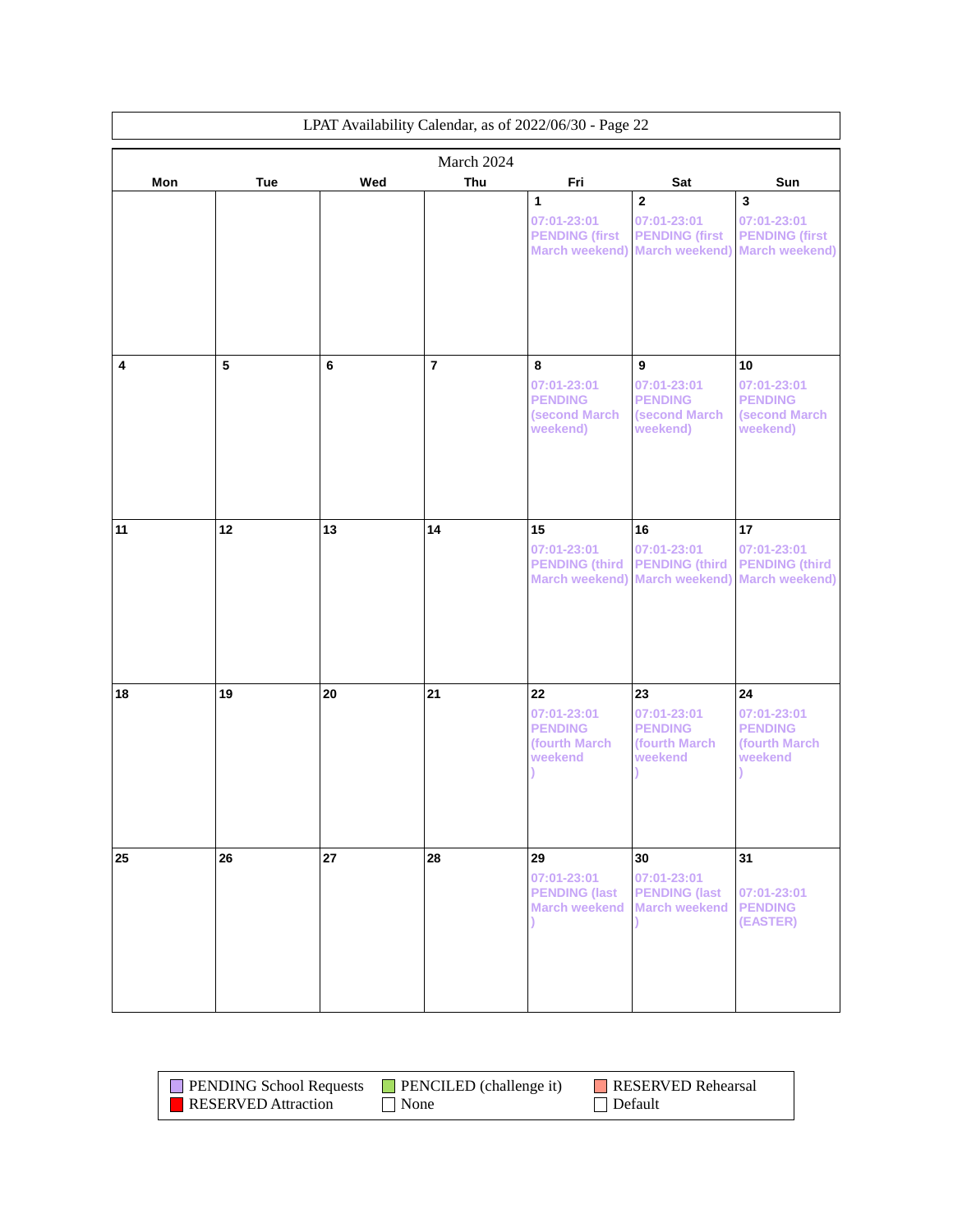LPAT Availability Calendar, as of 2022/06/30 - Page 22

## March 2024

| Mon | Tue | Wed | Thu | Fri | Sat | Sun |
|---|---|---|---|---|---|---|
| | | | | 1<br>07:01-23:01 PENDING (first March weekend) | 2<br>07:01-23:01 PENDING (first March weekend) | 3<br>07:01-23:01 PENDING (first March weekend) |
| 4 | 5 | 6 | 7 | 8<br>07:01-23:01 PENDING (second March weekend) | 9<br>07:01-23:01 PENDING (second March weekend) | 10<br>07:01-23:01 PENDING (second March weekend) |
| 11 | 12 | 13 | 14 | 15<br>07:01-23:01 PENDING (third March weekend) | 16<br>07:01-23:01 PENDING (third March weekend) | 17<br>07:01-23:01 PENDING (third March weekend) |
| 18 | 19 | 20 | 21 | 22<br>07:01-23:01 PENDING (fourth March weekend ) | 23<br>07:01-23:01 PENDING (fourth March weekend ) | 24<br>07:01-23:01 PENDING (fourth March weekend ) |
| 25 | 26 | 27 | 28 | 29<br>07:01-23:01 PENDING (last March weekend ) | 30<br>07:01-23:01 PENDING (last March weekend ) | 31<br>07:01-23:01 PENDING (EASTER) |

| | | |
|---|---|---|
| PENDING School Requests | PENCILED (challenge it) | RESERVED Rehearsal |
| RESERVED Attraction | None | Default |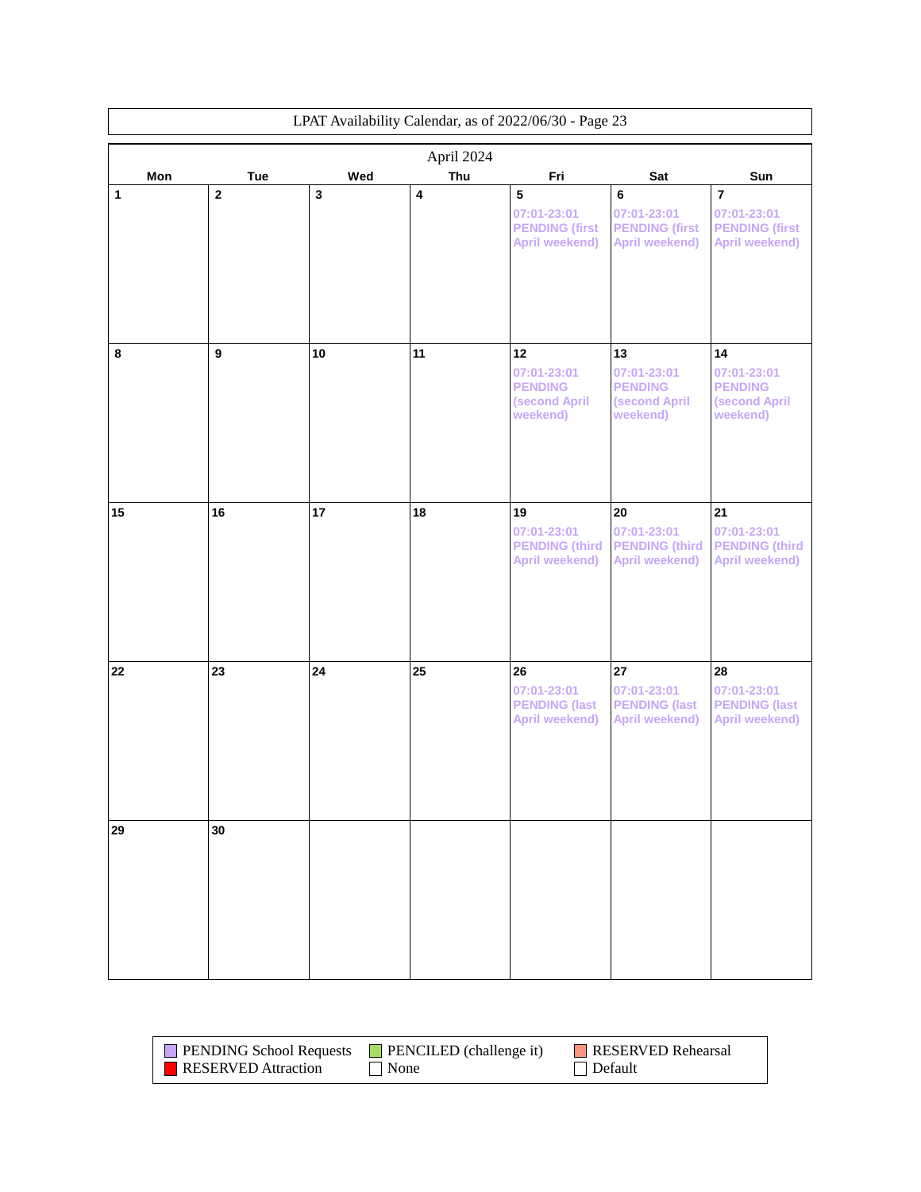LPAT Availability Calendar, as of 2022/06/30 - Page 23

## April 2024

| Mon | Tue | Wed | Thu | Fri | Sat | Sun |
|---|---|---|---|---|---|---|
| 1 | 2 | 3 | 4 | 5<br>07:01-23:01<br>PENDING (first April weekend) | 6<br>07:01-23:01<br>PENDING (first April weekend) | 7<br>07:01-23:01<br>PENDING (first April weekend) |
| 8 | 9 | 10 | 11 | 12<br>07:01-23:01<br>PENDING (second April weekend) | 13<br>07:01-23:01<br>PENDING (second April weekend) | 14<br>07:01-23:01<br>PENDING (second April weekend) |
| 15 | 16 | 17 | 18 | 19<br>07:01-23:01<br>PENDING (third April weekend) | 20<br>07:01-23:01<br>PENDING (third April weekend) | 21<br>07:01-23:01<br>PENDING (third April weekend) |
| 22 | 23 | 24 | 25 | 26<br>07:01-23:01<br>PENDING (last April weekend) | 27<br>07:01-23:01<br>PENDING (last April weekend) | 28<br>07:01-23:01<br>PENDING (last April weekend) |
| 29 | 30 | | | | | |

| | | |
|---|---|---|
| PENDING School Requests | PENCILED (challenge it) | RESERVED Rehearsal |
| RESERVED Attraction | None | Default |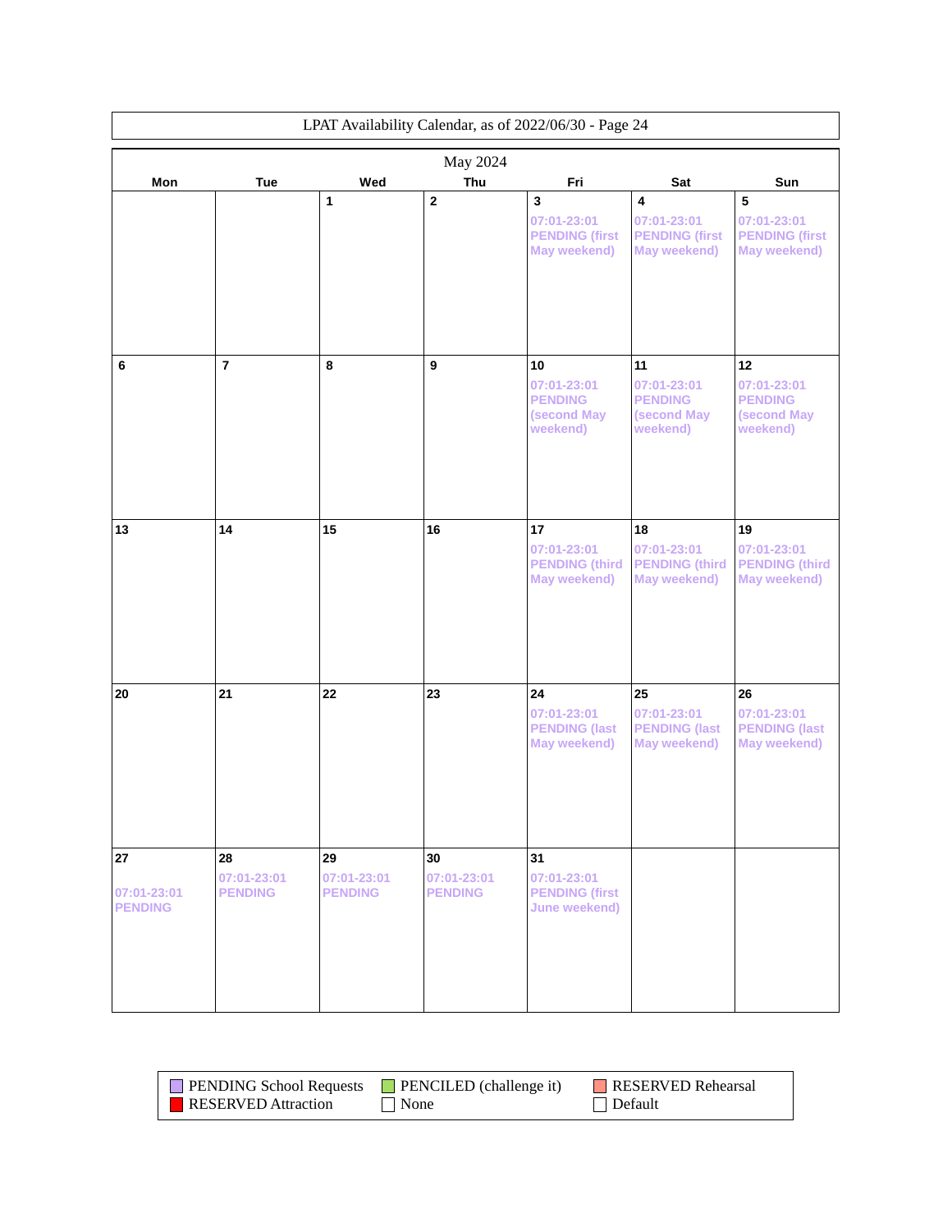LPAT Availability Calendar, as of 2022/06/30 - Page 24

## May 2024

| Mon | Tue | Wed | Thu | Fri | Sat | Sun |
|---|---|---|---|---|---|---|
| | | 1 | 2 | 3<br>07:01-23:01<br>PENDING (first May weekend) | 4<br>07:01-23:01<br>PENDING (first May weekend) | 5<br>07:01-23:01<br>PENDING (first May weekend) |
| 6 | 7 | 8 | 9 | 10<br>07:01-23:01<br>PENDING (second May weekend) | 11<br>07:01-23:01<br>PENDING (second May weekend) | 12<br>07:01-23:01<br>PENDING (second May weekend) |
| 13 | 14 | 15 | 16 | 17<br>07:01-23:01<br>PENDING (third May weekend) | 18<br>07:01-23:01<br>PENDING (third May weekend) | 19<br>07:01-23:01<br>PENDING (third May weekend) |
| 20 | 21 | 22 | 23 | 24<br>07:01-23:01<br>PENDING (last May weekend) | 25<br>07:01-23:01<br>PENDING (last May weekend) | 26<br>07:01-23:01<br>PENDING (last May weekend) |
| 27<br>07:01-23:01<br>PENDING | 28<br>07:01-23:01<br>PENDING | 29<br>07:01-23:01<br>PENDING | 30<br>07:01-23:01<br>PENDING | 31<br>07:01-23:01<br>PENDING (first June weekend) | | |

Legend:
- PENDING School Requests
- PENCILED (challenge it)
- RESERVED Rehearsal
- RESERVED Attraction
- None
- Default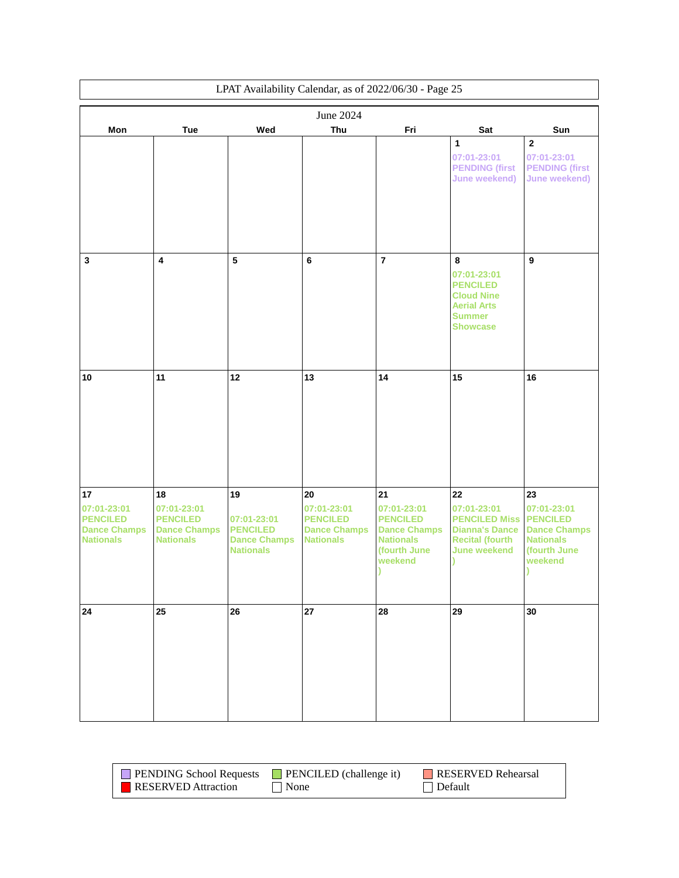LPAT Availability Calendar, as of 2022/06/30 - Page 25

## June 2024

| Mon | Tue | Wed | Thu | Fri | Sat | Sun |
|---|---|---|---|---|---|---|
| | | | | | 1<br>07:01-23:01 PENDING (first June weekend) | 2<br>07:01-23:01 PENDING (first June weekend) |
| 3 | 4 | 5 | 6 | 7 | 8<br>07:01-23:01 PENCILED Cloud Nine Aerial Arts Summer Showcase | 9 |
| 10 | 11 | 12 | 13 | 14 | 15 | 16 |
| 17<br>07:01-23:01 PENCILED Dance Champs Nationals | 18<br>07:01-23:01 PENCILED Dance Champs Nationals | 19<br>07:01-23:01 PENCILED Dance Champs Nationals | 20<br>07:01-23:01 PENCILED Dance Champs Nationals | 21<br>07:01-23:01 PENCILED Dance Champs Nationals (fourth June weekend ) | 22<br>07:01-23:01 PENCILED Miss Dianna's Dance Recital (fourth June weekend ) | 23<br>07:01-23:01 PENCILED Dance Champs Nationals (fourth June weekend ) |
| 24 | 25 | 26 | 27 | 28 | 29 | 30 |

Legend: PENDING School Requests; PENCILED (challenge it); RESERVED Rehearsal; RESERVED Attraction; None; Default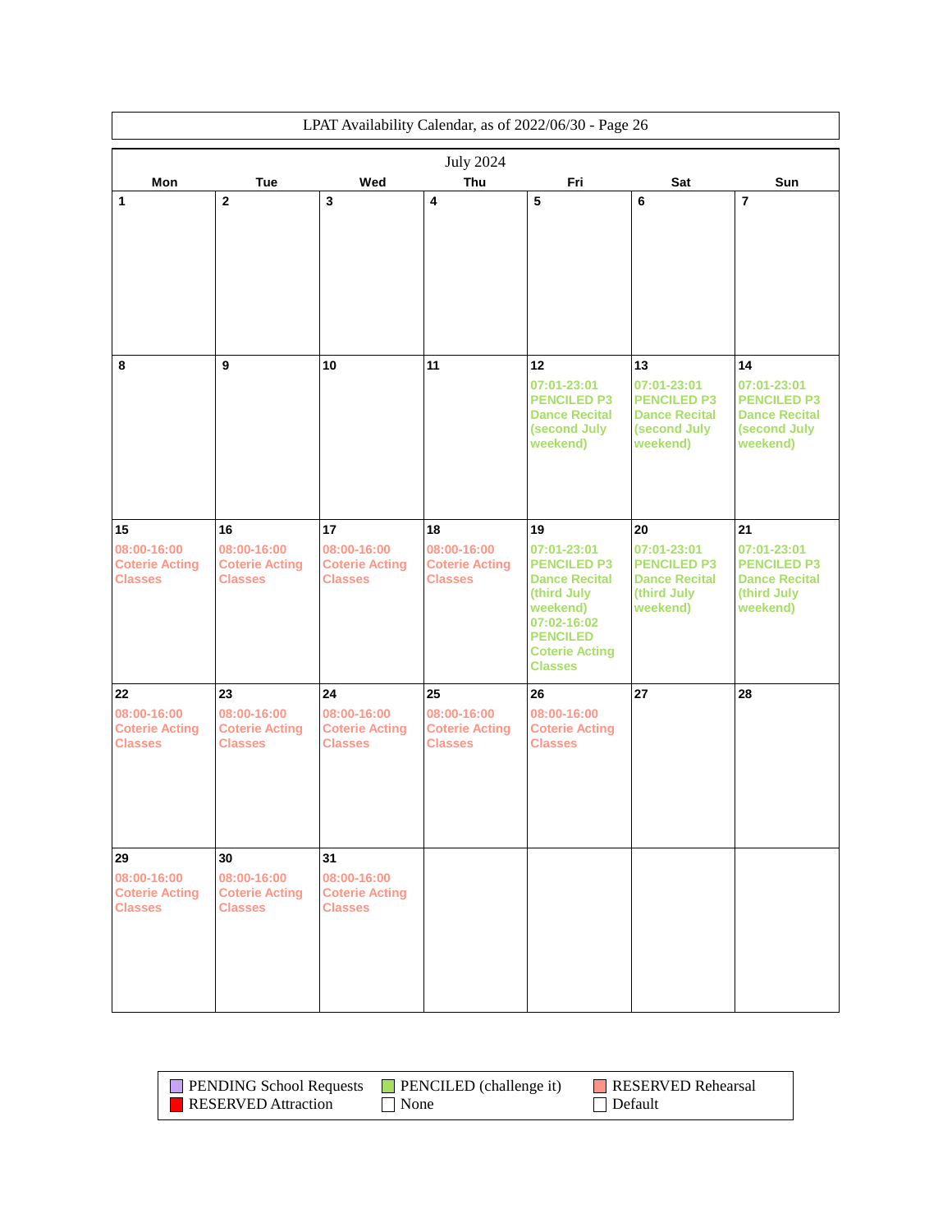LPAT Availability Calendar, as of 2022/06/30 - Page 26

## July 2024

| Mon | Tue | Wed | Thu | Fri | Sat | Sun |
|---|---|---|---|---|---|---|
| 1 | 2 | 3 | 4 | 5 | 6 | 7 |
| 8 | 9 | 10 | 11 | 12<br>07:01-23:01 PENCILED P3 Dance Recital (second July weekend) | 13<br>07:01-23:01 PENCILED P3 Dance Recital (second July weekend) | 14<br>07:01-23:01 PENCILED P3 Dance Recital (second July weekend) |
| 15<br>08:00-16:00 Coterie Acting Classes | 16<br>08:00-16:00 Coterie Acting Classes | 17<br>08:00-16:00 Coterie Acting Classes | 18<br>08:00-16:00 Coterie Acting Classes | 19<br>07:01-23:01 PENCILED P3 Dance Recital (third July weekend)<br>07:02-16:02 PENCILED Coterie Acting Classes | 20<br>07:01-23:01 PENCILED P3 Dance Recital (third July weekend) | 21<br>07:01-23:01 PENCILED P3 Dance Recital (third July weekend) |
| 22<br>08:00-16:00 Coterie Acting Classes | 23<br>08:00-16:00 Coterie Acting Classes | 24<br>08:00-16:00 Coterie Acting Classes | 25<br>08:00-16:00 Coterie Acting Classes | 26<br>08:00-16:00 Coterie Acting Classes | 27 | 28 |
| 29<br>08:00-16:00 Coterie Acting Classes | 30<br>08:00-16:00 Coterie Acting Classes | 31<br>08:00-16:00 Coterie Acting Classes | | | | |

| | | |
|---|---|---|
| PENDING School Requests | PENCILED (challenge it) | RESERVED Rehearsal |
| RESERVED Attraction | None | Default |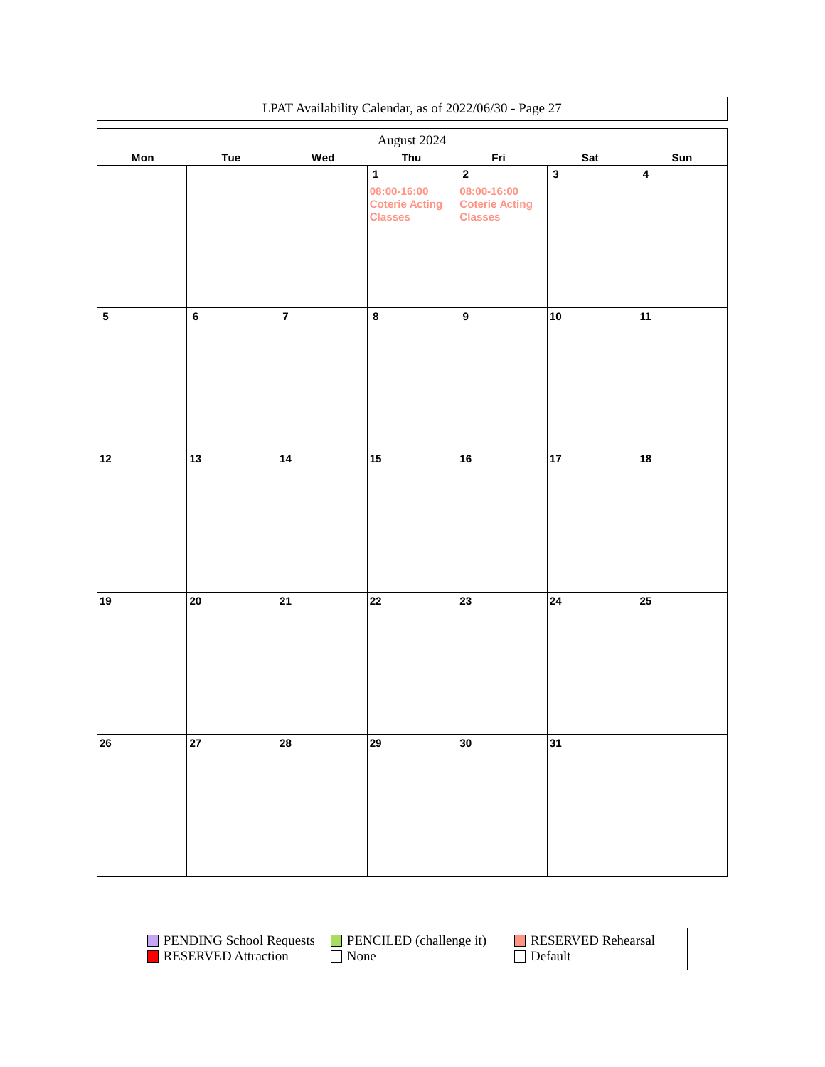LPAT Availability Calendar, as of 2022/06/30 - Page 27

## August 2024

| Mon | Tue | Wed | Thu | Fri | Sat | Sun |
|---|---|---|---|---|---|---|
| | | | **1** 08:00-16:00 Coterie Acting Classes | **2** 08:00-16:00 Coterie Acting Classes | **3** | **4** |
| **5** | **6** | **7** | **8** | **9** | **10** | **11** |
| **12** | **13** | **14** | **15** | **16** | **17** | **18** |
| **19** | **20** | **21** | **22** | **23** | **24** | **25** |
| **26** | **27** | **28** | **29** | **30** | **31** | |

| | | |
|---|---|---|
| PENDING School Requests | PENCILED (challenge it) | RESERVED Rehearsal |
| RESERVED Attraction | None | Default |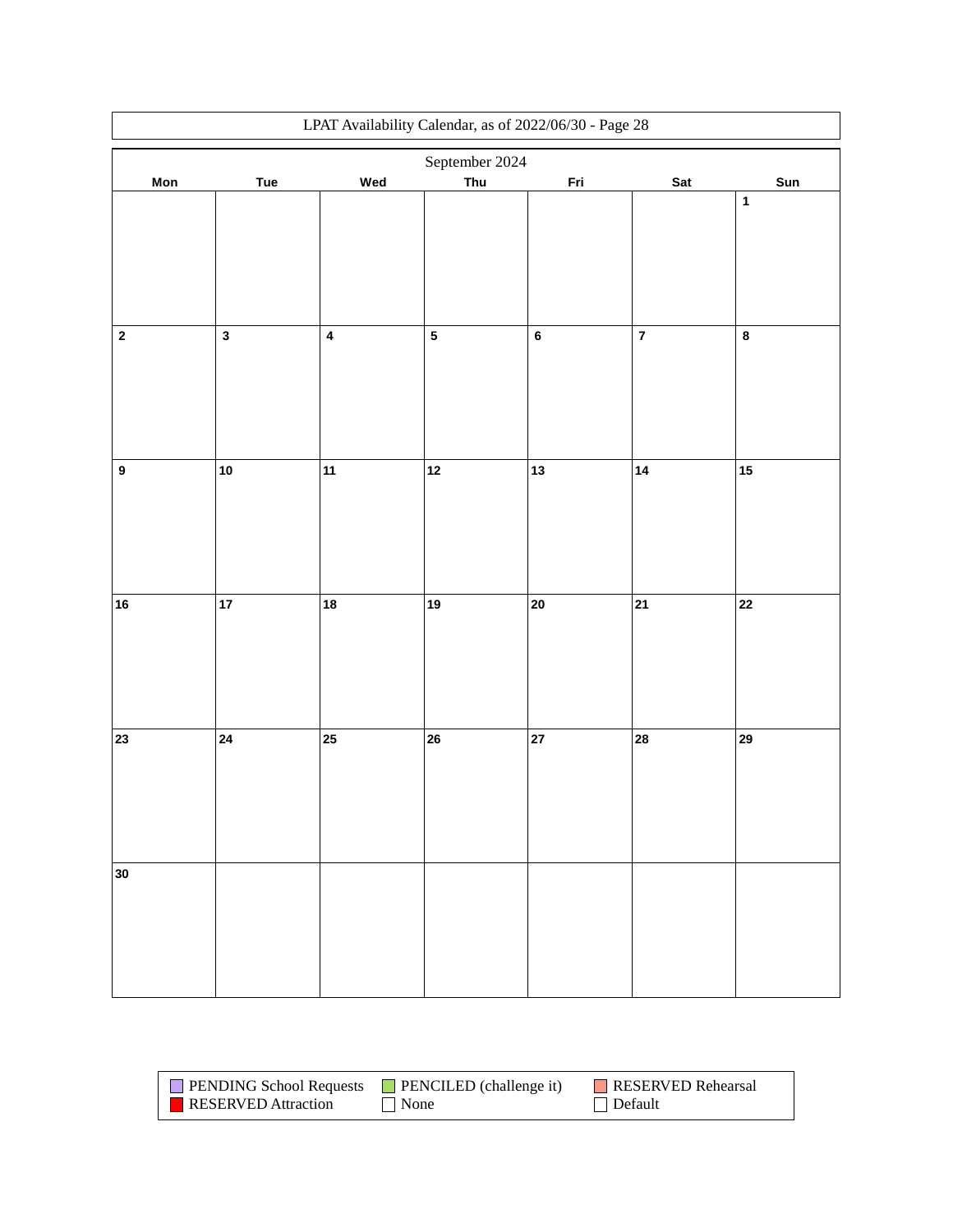LPAT Availability Calendar, as of 2022/06/30 - Page 28

## September 2024

| Mon | Tue | Wed | Thu | Fri | Sat | Sun |
|---|---|---|---|---|---|---|
| | | | | | | 1 |
| 2 | 3 | 4 | 5 | 6 | 7 | 8 |
| 9 | 10 | 11 | 12 | 13 | 14 | 15 |
| 16 | 17 | 18 | 19 | 20 | 21 | 22 |
| 23 | 24 | 25 | 26 | 27 | 28 | 29 |
| 30 | | | | | | |

| | | |
|---|---|---|
| PENDING School Requests | PENCILED (challenge it) | RESERVED Rehearsal |
| RESERVED Attraction | None | Default |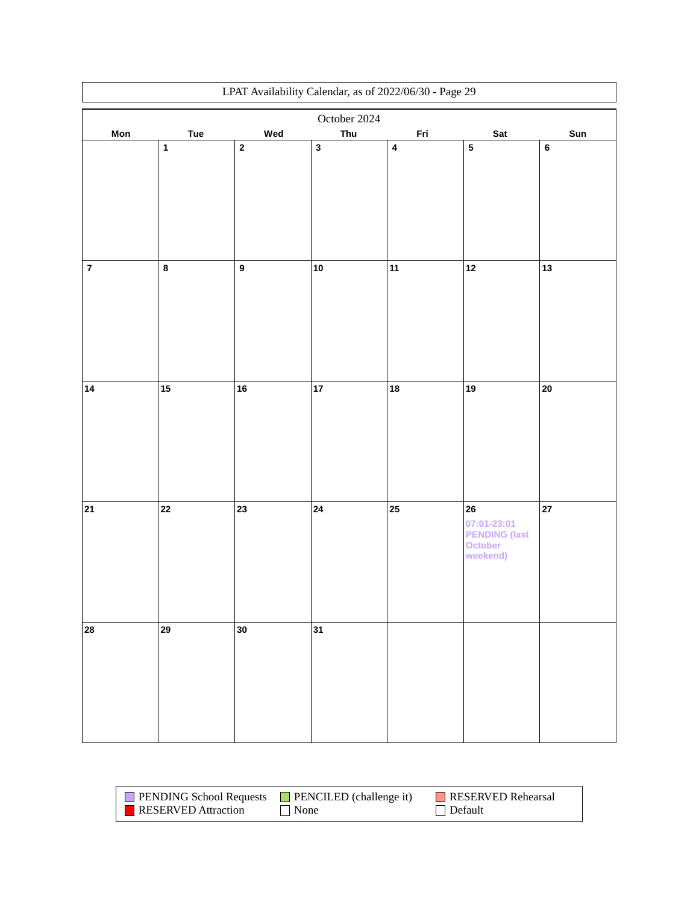LPAT Availability Calendar, as of 2022/06/30 - Page 29

## October 2024

| Mon | Tue | Wed | Thu | Fri | Sat | Sun |
|---|---|---|---|---|---|---|
| | 1 | 2 | 3 | 4 | 5 | 6 |
| 7 | 8 | 9 | 10 | 11 | 12 | 13 |
| 14 | 15 | 16 | 17 | 18 | 19 | 20 |
| 21 | 22 | 23 | 24 | 25 | 26 07:01-23:01 PENDING (last October weekend) | 27 |
| 28 | 29 | 30 | 31 | | | |

| | | |
|---|---|---|
| PENDING School Requests | PENCILED (challenge it) | RESERVED Rehearsal |
| RESERVED Attraction | None | Default |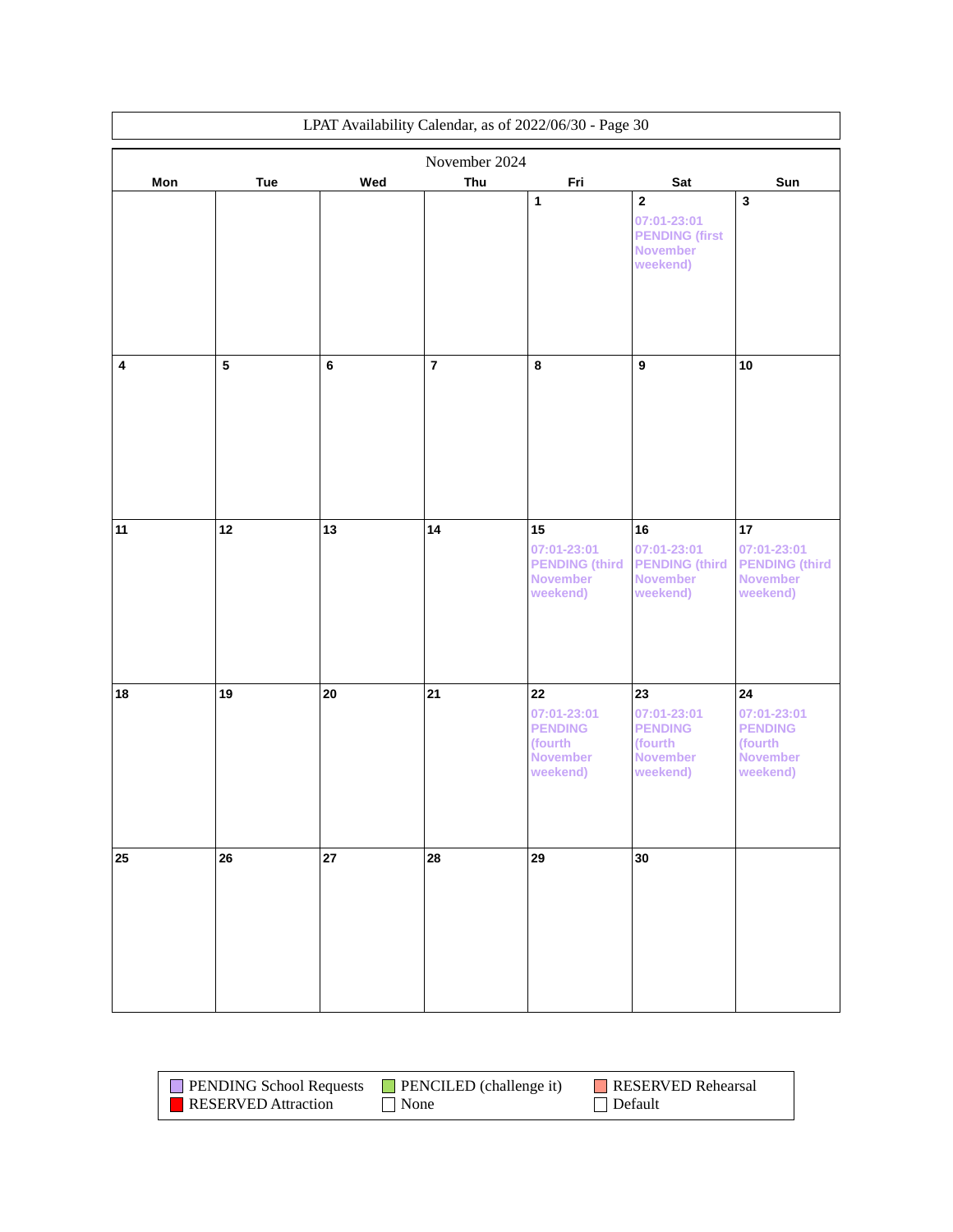LPAT Availability Calendar, as of 2022/06/30 - Page 30

## November 2024

| Mon | Tue | Wed | Thu | Fri | Sat | Sun |
|---|---|---|---|---|---|---|
| | | | | 1 | 2 07:01-23:01 PENDING (first November weekend) | 3 |
| 4 | 5 | 6 | 7 | 8 | 9 | 10 |
| 11 | 12 | 13 | 14 | 15 07:01-23:01 PENDING (third November weekend) | 16 07:01-23:01 PENDING (third November weekend) | 17 07:01-23:01 PENDING (third November weekend) |
| 18 | 19 | 20 | 21 | 22 07:01-23:01 PENDING (fourth November weekend) | 23 07:01-23:01 PENDING (fourth November weekend) | 24 07:01-23:01 PENDING (fourth November weekend) |
| 25 | 26 | 27 | 28 | 29 | 30 | |

Legend:
- PENDING School Requests
- PENCILED (challenge it)
- RESERVED Rehearsal
- RESERVED Attraction
- None
- Default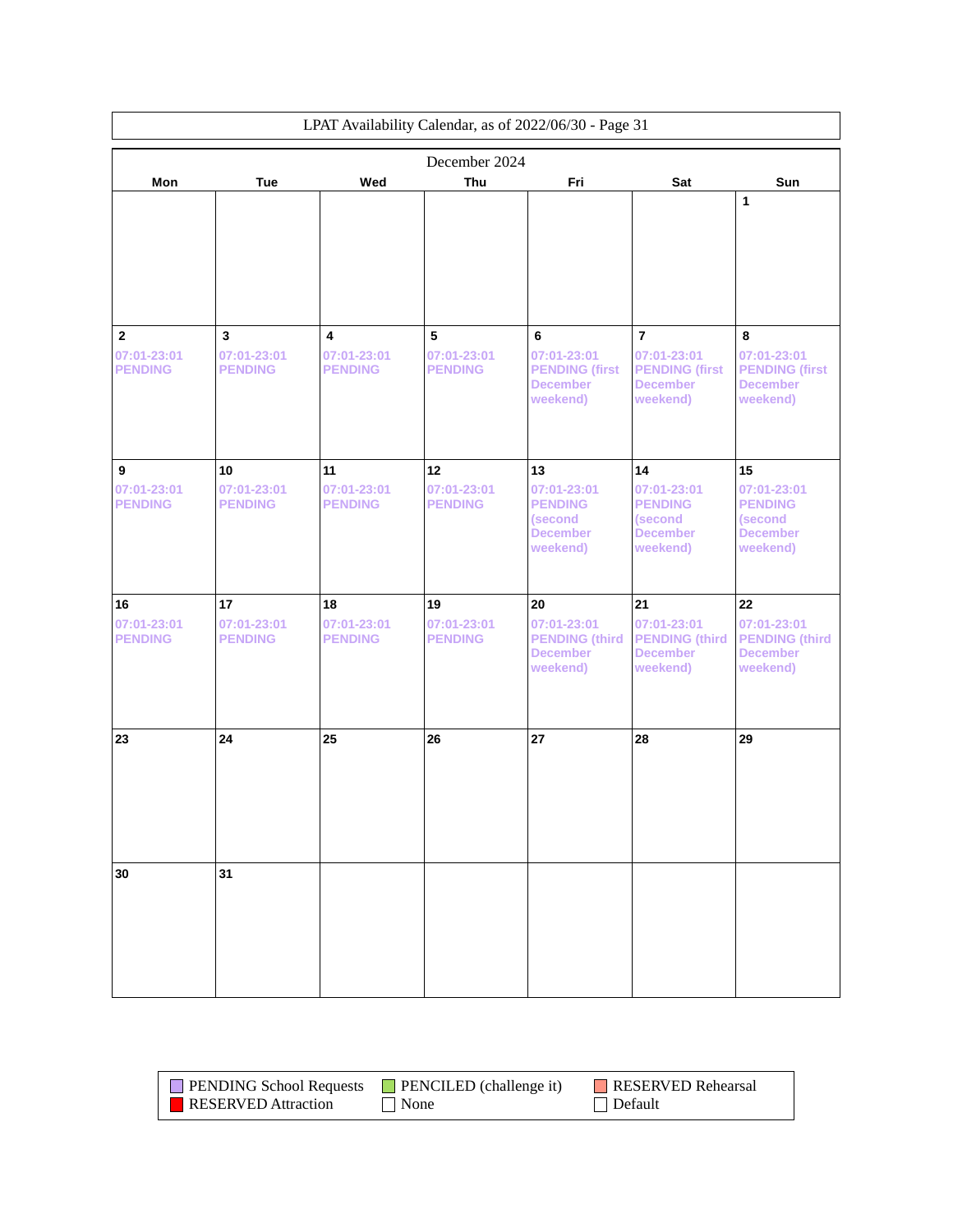LPAT Availability Calendar, as of 2022/06/30 - Page 31

December 2024

| Mon | Tue | Wed | Thu | Fri | Sat | Sun |
|---|---|---|---|---|---|---|
| | | | | | | 1 |
| 2<br>07:01-23:01<br>PENDING | 3<br>07:01-23:01<br>PENDING | 4<br>07:01-23:01<br>PENDING | 5<br>07:01-23:01<br>PENDING | 6<br>07:01-23:01<br>PENDING (first December weekend) | 7<br>07:01-23:01<br>PENDING (first December weekend) | 8<br>07:01-23:01<br>PENDING (first December weekend) |
| 9<br>07:01-23:01<br>PENDING | 10<br>07:01-23:01<br>PENDING | 11<br>07:01-23:01<br>PENDING | 12<br>07:01-23:01<br>PENDING | 13<br>07:01-23:01<br>PENDING (second December weekend) | 14<br>07:01-23:01<br>PENDING (second December weekend) | 15<br>07:01-23:01<br>PENDING (second December weekend) |
| 16<br>07:01-23:01<br>PENDING | 17<br>07:01-23:01<br>PENDING | 18<br>07:01-23:01<br>PENDING | 19<br>07:01-23:01<br>PENDING | 20<br>07:01-23:01<br>PENDING (third December weekend) | 21<br>07:01-23:01<br>PENDING (third December weekend) | 22<br>07:01-23:01<br>PENDING (third December weekend) |
| 23 | 24 | 25 | 26 | 27 | 28 | 29 |
| 30 | 31 | | | | | |

| Legend | | |
|---|---|---|
| PENDING School Requests | PENCILED (challenge it) | RESERVED Rehearsal |
| RESERVED Attraction | None | Default |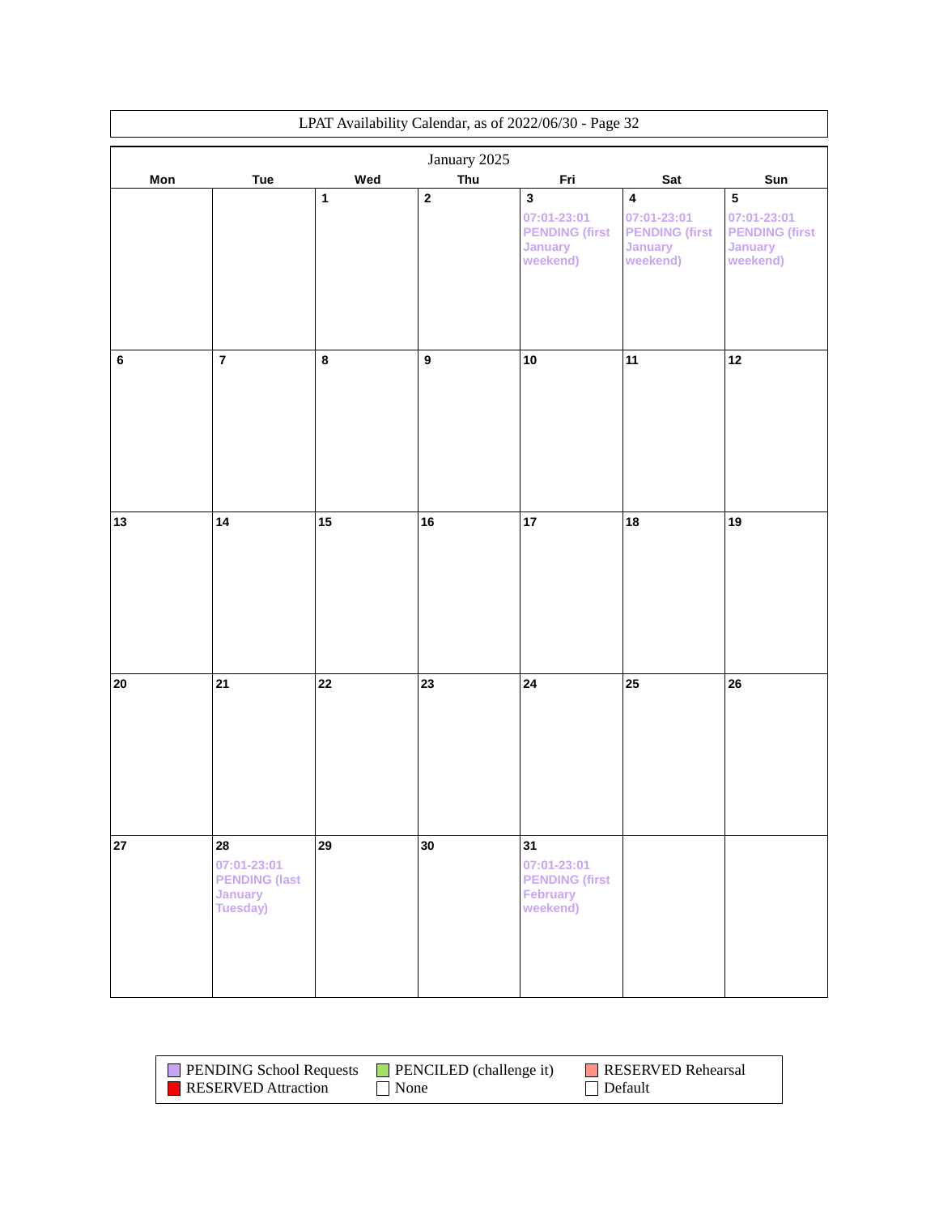LPAT Availability Calendar, as of 2022/06/30 - Page 32

## January 2025

| Mon | Tue | Wed | Thu | Fri | Sat | Sun |
|---|---|---|---|---|---|---|
| | | 1 | 2 | 3<br>07:01-23:01 PENDING (first January weekend) | 4<br>07:01-23:01 PENDING (first January weekend) | 5<br>07:01-23:01 PENDING (first January weekend) |
| 6 | 7 | 8 | 9 | 10 | 11 | 12 |
| 13 | 14 | 15 | 16 | 17 | 18 | 19 |
| 20 | 21 | 22 | 23 | 24 | 25 | 26 |
| 27 | 28<br>07:01-23:01 PENDING (last January Tuesday) | 29 | 30 | 31<br>07:01-23:01 PENDING (first February weekend) | | |

Legend:

- PENDING School Requests
- PENCILED (challenge it)
- RESERVED Rehearsal
- RESERVED Attraction
- None
- Default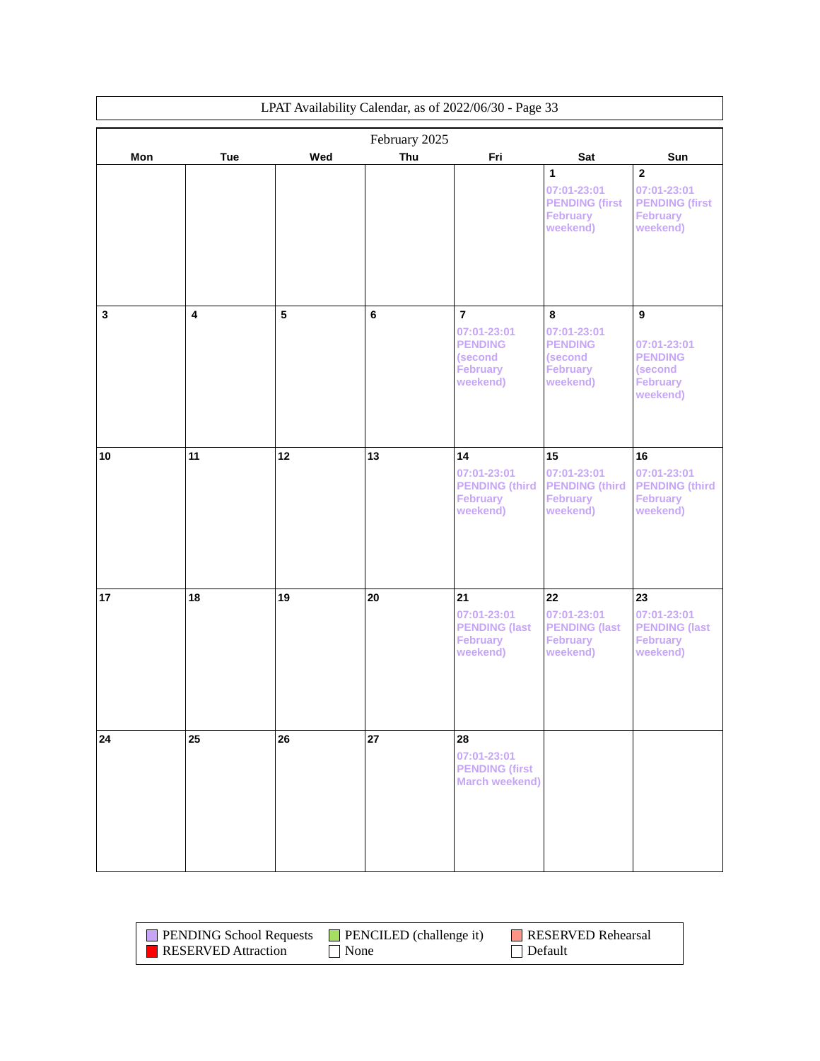LPAT Availability Calendar, as of 2022/06/30 - Page 33

## February 2025

| Mon | Tue | Wed | Thu | Fri | Sat | Sun |
|---|---|---|---|---|---|---|
| | | | | | **1** 07:01-23:01 PENDING (first February weekend) | **2** 07:01-23:01 PENDING (first February weekend) |
| **3** | **4** | **5** | **6** | **7** 07:01-23:01 PENDING (second February weekend) | **8** 07:01-23:01 PENDING (second February weekend) | **9** 07:01-23:01 PENDING (second February weekend) |
| **10** | **11** | **12** | **13** | **14** 07:01-23:01 PENDING (third February weekend) | **15** 07:01-23:01 PENDING (third February weekend) | **16** 07:01-23:01 PENDING (third February weekend) |
| **17** | **18** | **19** | **20** | **21** 07:01-23:01 PENDING (last February weekend) | **22** 07:01-23:01 PENDING (last February weekend) | **23** 07:01-23:01 PENDING (last February weekend) |
| **24** | **25** | **26** | **27** | **28** 07:01-23:01 PENDING (first March weekend) | | |

Legend:
- PENDING School Requests
- PENCILED (challenge it)
- RESERVED Rehearsal
- RESERVED Attraction
- None
- Default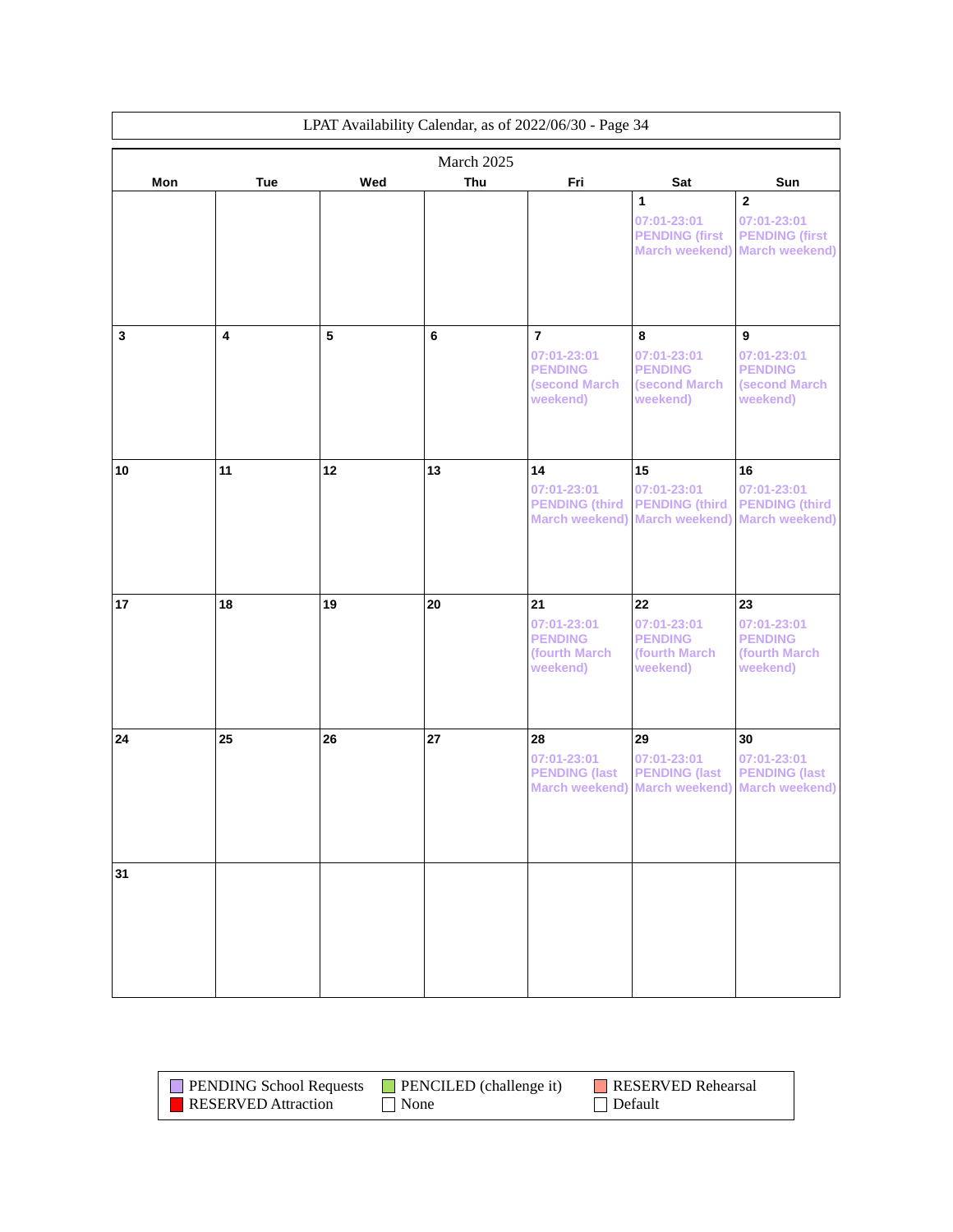LPAT Availability Calendar, as of 2022/06/30 - Page 34

## March 2025

| Mon | Tue | Wed | Thu | Fri | Sat | Sun |
|---|---|---|---|---|---|---|
| | | | | | **1**<br>07:01-23:01 PENDING (first March weekend) | **2**<br>07:01-23:01 PENDING (first March weekend) |
| **3** | **4** | **5** | **6** | **7**<br>07:01-23:01 PENDING (second March weekend) | **8**<br>07:01-23:01 PENDING (second March weekend) | **9**<br>07:01-23:01 PENDING (second March weekend) |
| **10** | **11** | **12** | **13** | **14**<br>07:01-23:01 PENDING (third March weekend) | **15**<br>07:01-23:01 PENDING (third March weekend) | **16**<br>07:01-23:01 PENDING (third March weekend) |
| **17** | **18** | **19** | **20** | **21**<br>07:01-23:01 PENDING (fourth March weekend) | **22**<br>07:01-23:01 PENDING (fourth March weekend) | **23**<br>07:01-23:01 PENDING (fourth March weekend) |
| **24** | **25** | **26** | **27** | **28**<br>07:01-23:01 PENDING (last March weekend) | **29**<br>07:01-23:01 PENDING (last March weekend) | **30**<br>07:01-23:01 PENDING (last March weekend) |
| **31** | | | | | | |

| | | |
|---|---|---|
| PENDING School Requests | PENCILED (challenge it) | RESERVED Rehearsal |
| RESERVED Attraction | None | Default |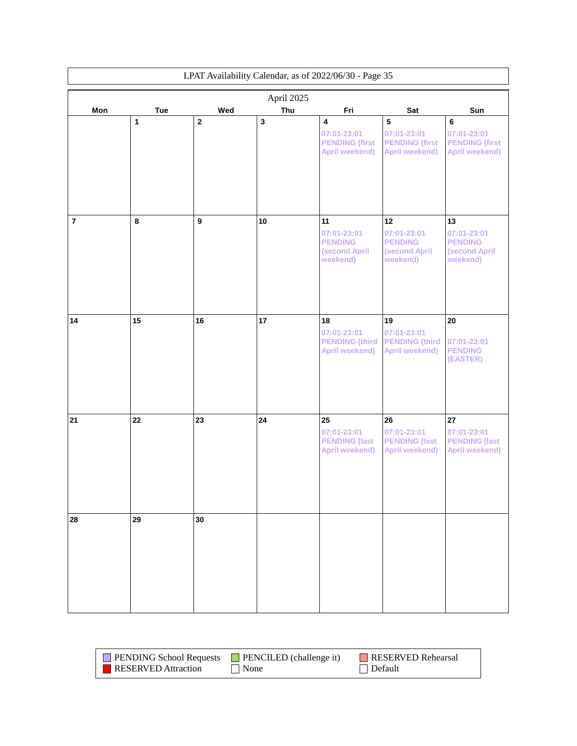LPAT Availability Calendar, as of 2022/06/30 - Page 35

## April 2025

| Mon | Tue | Wed | Thu | Fri | Sat | Sun |
|---|---|---|---|---|---|---|
| | 1 | 2 | 3 | 4<br>07:01-23:01 PENDING (first April weekend) | 5<br>07:01-23:01 PENDING (first April weekend) | 6<br>07:01-23:01 PENDING (first April weekend) |
| 7 | 8 | 9 | 10 | 11<br>07:01-23:01 PENDING (second April weekend) | 12<br>07:01-23:01 PENDING (second April weekend) | 13<br>07:01-23:01 PENDING (second April weekend) |
| 14 | 15 | 16 | 17 | 18<br>07:01-23:01 PENDING (third April weekend) | 19<br>07:01-23:01 PENDING (third April weekend) | 20<br>07:01-23:01 PENDING (EASTER) |
| 21 | 22 | 23 | 24 | 25<br>07:01-23:01 PENDING (last April weekend) | 26<br>07:01-23:01 PENDING (last April weekend) | 27<br>07:01-23:01 PENDING (last April weekend) |
| 28 | 29 | 30 | | | | |

| | | |
|---|---|---|
| PENDING School Requests | PENCILED (challenge it) | RESERVED Rehearsal |
| RESERVED Attraction | None | Default |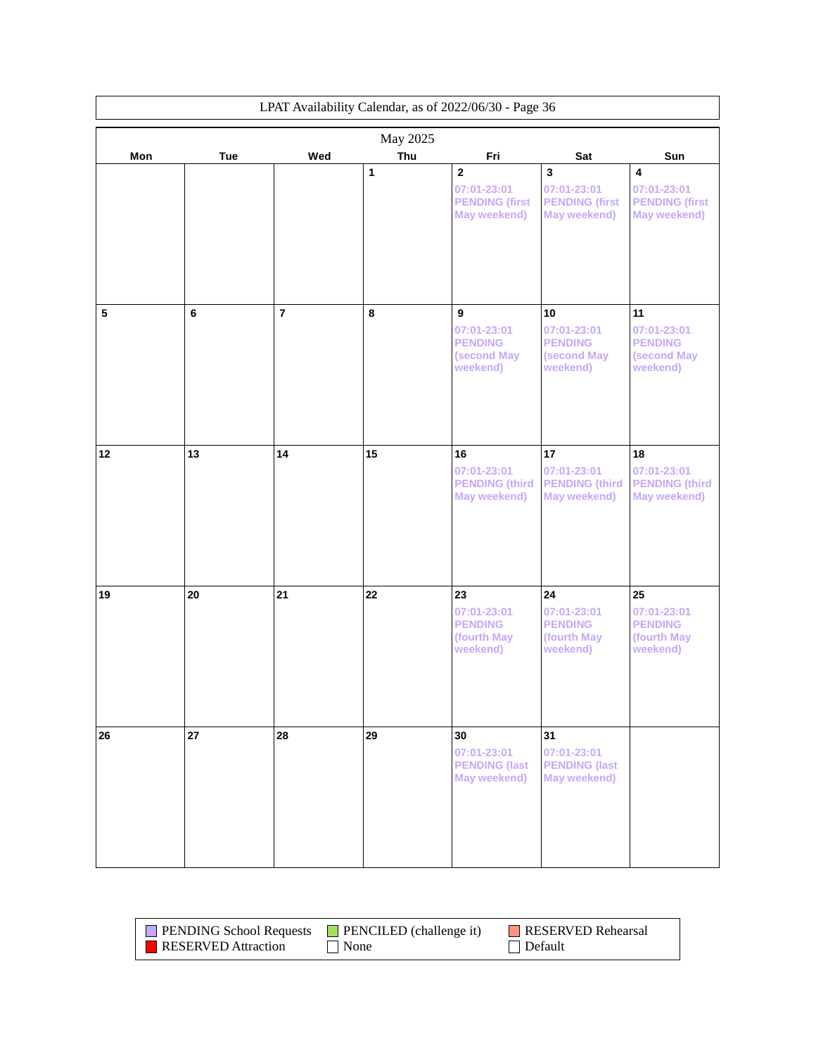LPAT Availability Calendar, as of 2022/06/30 - Page 36

## May 2025

| Mon | Tue | Wed | Thu | Fri | Sat | Sun |
|---|---|---|---|---|---|---|
| | | | 1 | 2<br>07:01-23:01 PENDING (first May weekend) | 3<br>07:01-23:01 PENDING (first May weekend) | 4<br>07:01-23:01 PENDING (first May weekend) |
| 5 | 6 | 7 | 8 | 9<br>07:01-23:01 PENDING (second May weekend) | 10<br>07:01-23:01 PENDING (second May weekend) | 11<br>07:01-23:01 PENDING (second May weekend) |
| 12 | 13 | 14 | 15 | 16<br>07:01-23:01 PENDING (third May weekend) | 17<br>07:01-23:01 PENDING (third May weekend) | 18<br>07:01-23:01 PENDING (third May weekend) |
| 19 | 20 | 21 | 22 | 23<br>07:01-23:01 PENDING (fourth May weekend) | 24<br>07:01-23:01 PENDING (fourth May weekend) | 25<br>07:01-23:01 PENDING (fourth May weekend) |
| 26 | 27 | 28 | 29 | 30<br>07:01-23:01 PENDING (last May weekend) | 31<br>07:01-23:01 PENDING (last May weekend) | |

| | | |
|---|---|---|
| PENDING School Requests | PENCILED (challenge it) | RESERVED Rehearsal |
| RESERVED Attraction | None | Default |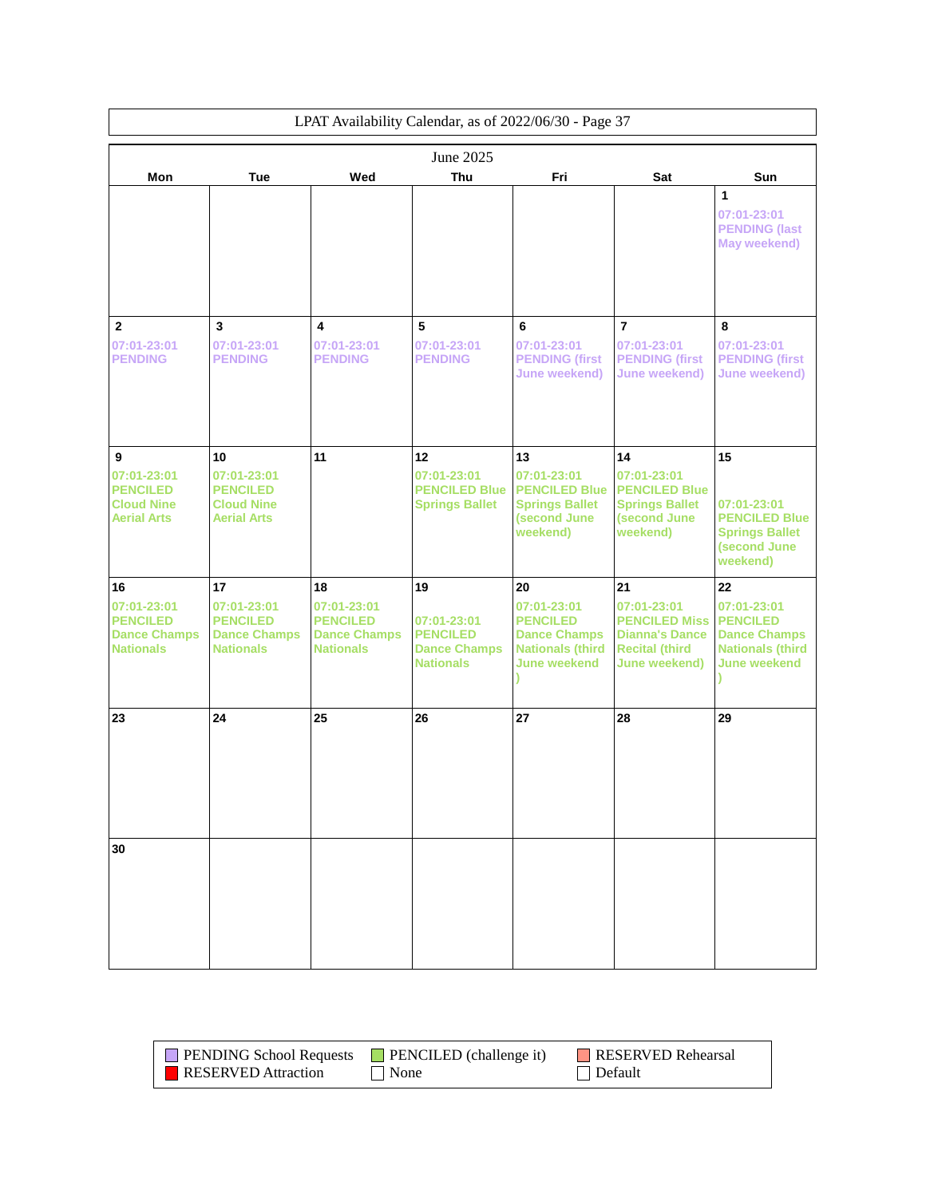LPAT Availability Calendar, as of 2022/06/30 - Page 37

## June 2025

| Mon | Tue | Wed | Thu | Fri | Sat | Sun |
|---|---|---|---|---|---|---|
| | | | | | | 1<br>07:01-23:01<br>PENDING (last May weekend) |
| 2<br>07:01-23:01<br>PENDING | 3<br>07:01-23:01<br>PENDING | 4<br>07:01-23:01<br>PENDING | 5<br>07:01-23:01<br>PENDING | 6<br>07:01-23:01<br>PENDING (first June weekend) | 7<br>07:01-23:01<br>PENDING (first June weekend) | 8<br>07:01-23:01<br>PENDING (first June weekend) |
| 9<br>07:01-23:01<br>PENCILED Cloud Nine Aerial Arts | 10<br>07:01-23:01<br>PENCILED Cloud Nine Aerial Arts | 11 | 12<br>07:01-23:01<br>PENCILED Blue Springs Ballet | 13<br>07:01-23:01<br>PENCILED Blue Springs Ballet (second June weekend) | 14<br>07:01-23:01<br>PENCILED Blue Springs Ballet (second June weekend) | 15<br>07:01-23:01<br>PENCILED Blue Springs Ballet (second June weekend) |
| 16<br>07:01-23:01<br>PENCILED Dance Champs Nationals | 17<br>07:01-23:01<br>PENCILED Dance Champs Nationals | 18<br>07:01-23:01<br>PENCILED Dance Champs Nationals | 19<br>07:01-23:01<br>PENCILED Dance Champs Nationals | 20<br>07:01-23:01<br>PENCILED Dance Champs Nationals (third June weekend ) | 21<br>07:01-23:01<br>PENCILED Miss Dianna's Dance Recital (third June weekend) | 22<br>07:01-23:01<br>PENCILED Dance Champs Nationals (third June weekend ) |
| 23 | 24 | 25 | 26 | 27 | 28 | 29 |
| 30 | | | | | | |

| | | |
|---|---|---|
| PENDING School Requests | PENCILED (challenge it) | RESERVED Rehearsal |
| RESERVED Attraction | None | Default |